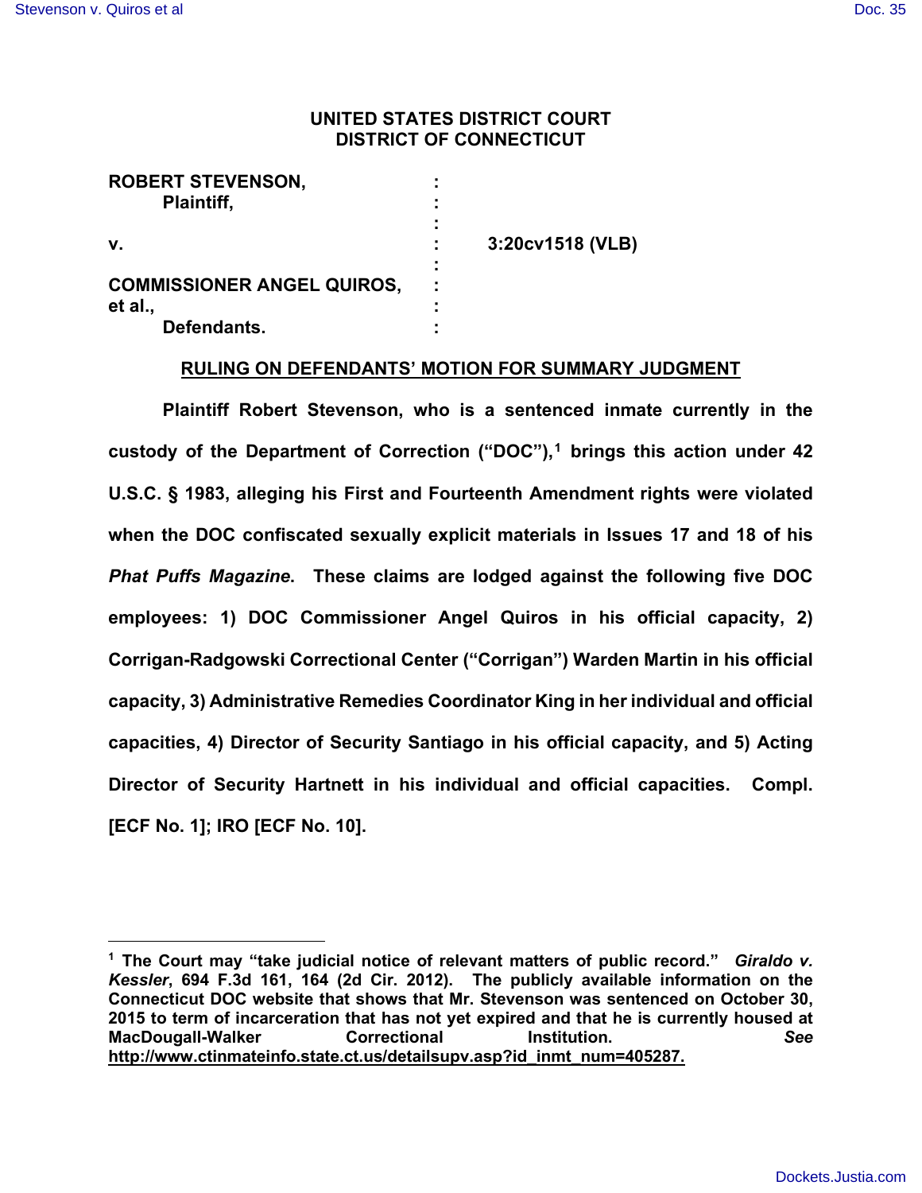**UNITED STATES DISTRICT COURT**
**DISTRICT OF CONNECTICUT**

| | | |
|---|---|---|
| **ROBERT STEVENSON,** | **:** | |
| **Plaintiff,** | **:** | |
| | **:** | |
| **v.** | **:** | **3:20cv1518 (VLB)** |
| | **:** | |
| **COMMISSIONER ANGEL QUIROS, et al.,** | **:** | |
| **Defendants.** | **:** | |

**RULING ON DEFENDANTS' MOTION FOR SUMMARY JUDGMENT**

**Plaintiff Robert Stevenson, who is a sentenced inmate currently in the custody of the Department of Correction ("DOC"),[1] brings this action under 42 U.S.C. § 1983, alleging his First and Fourteenth Amendment rights were violated when the DOC confiscated sexually explicit materials in Issues 17 and 18 of his *Phat Puffs Magazine*. These claims are lodged against the following five DOC employees: 1) DOC Commissioner Angel Quiros in his official capacity, 2) Corrigan-Radgowski Correctional Center ("Corrigan") Warden Martin in his official capacity, 3) Administrative Remedies Coordinator King in her individual and official capacities, 4) Director of Security Santiago in his official capacity, and 5) Acting Director of Security Hartnett in his individual and official capacities. Compl. [ECF No. 1]; IRO [ECF No. 10].**

---

**[1] The Court may "take judicial notice of relevant matters of public record." *Giraldo v. Kessler*, 694 F.3d 161, 164 (2d Cir. 2012). The publicly available information on the Connecticut DOC website that shows that Mr. Stevenson was sentenced on October 30, 2015 to term of incarceration that has not yet expired and that he is currently housed at MacDougall-Walker Correctional Institution. *See* http://www.ctinmateinfo.state.ct.us/detailsupv.asp?id_inmt_num=405287.**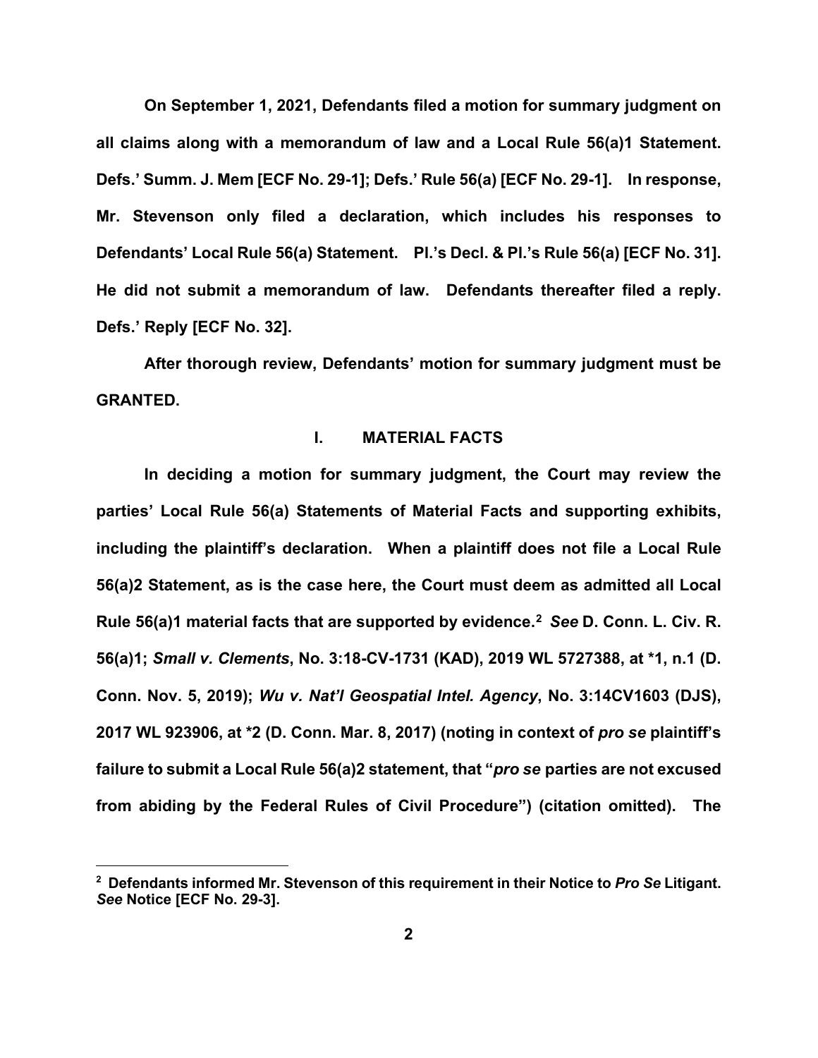On September 1, 2021, Defendants filed a motion for summary judgment on all claims along with a memorandum of law and a Local Rule 56(a)1 Statement. Defs.' Summ. J. Mem [ECF No. 29-1]; Defs.' Rule 56(a) [ECF No. 29-1]. In response, Mr. Stevenson only filed a declaration, which includes his responses to Defendants' Local Rule 56(a) Statement. Pl.'s Decl. & Pl.'s Rule 56(a) [ECF No. 31]. He did not submit a memorandum of law. Defendants thereafter filed a reply. Defs.' Reply [ECF No. 32].

After thorough review, Defendants' motion for summary judgment must be GRANTED.

## I. MATERIAL FACTS

In deciding a motion for summary judgment, the Court may review the parties' Local Rule 56(a) Statements of Material Facts and supporting exhibits, including the plaintiff's declaration. When a plaintiff does not file a Local Rule 56(a)2 Statement, as is the case here, the Court must deem as admitted all Local Rule 56(a)1 material facts that are supported by evidence.[2] *See* D. Conn. L. Civ. R. 56(a)1; *Small v. Clements*, No. 3:18-CV-1731 (KAD), 2019 WL 5727388, at *1, n.1 (D. Conn. Nov. 5, 2019); *Wu v. Nat'l Geospatial Intel. Agency*, No. 3:14CV1603 (DJS), 2017 WL 923906, at *2 (D. Conn. Mar. 8, 2017) (noting in context of *pro se* plaintiff's failure to submit a Local Rule 56(a)2 statement, that "*pro se* parties are not excused from abiding by the Federal Rules of Civil Procedure") (citation omitted). The

[2] Defendants informed Mr. Stevenson of this requirement in their Notice to *Pro Se* Litigant. *See* Notice [ECF No. 29-3].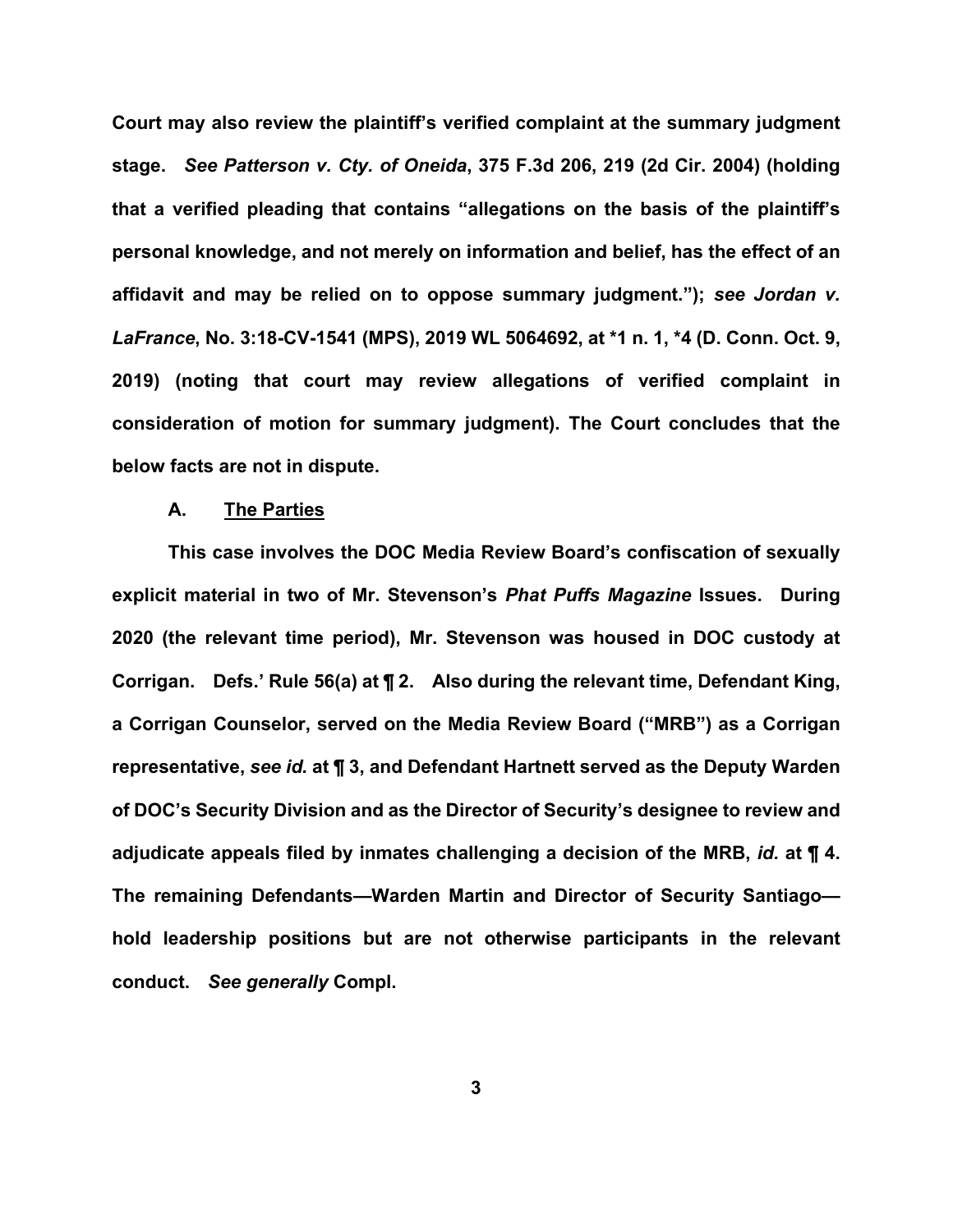Court may also review the plaintiff's verified complaint at the summary judgment stage. *See Patterson v. Cty. of Oneida*, 375 F.3d 206, 219 (2d Cir. 2004) (holding that a verified pleading that contains "allegations on the basis of the plaintiff's personal knowledge, and not merely on information and belief, has the effect of an affidavit and may be relied on to oppose summary judgment."); *see Jordan v. LaFrance*, No. 3:18-CV-1541 (MPS), 2019 WL 5064692, at *1 n. 1, *4 (D. Conn. Oct. 9, 2019) (noting that court may review allegations of verified complaint in consideration of motion for summary judgment). The Court concludes that the below facts are not in dispute.

### A. The Parties

This case involves the DOC Media Review Board's confiscation of sexually explicit material in two of Mr. Stevenson's *Phat Puffs Magazine* Issues. During 2020 (the relevant time period), Mr. Stevenson was housed in DOC custody at Corrigan. Defs.' Rule 56(a) at ¶ 2. Also during the relevant time, Defendant King, a Corrigan Counselor, served on the Media Review Board ("MRB") as a Corrigan representative, *see id.* at ¶ 3, and Defendant Hartnett served as the Deputy Warden of DOC's Security Division and as the Director of Security's designee to review and adjudicate appeals filed by inmates challenging a decision of the MRB, *id.* at ¶ 4. The remaining Defendants—Warden Martin and Director of Security Santiago—hold leadership positions but are not otherwise participants in the relevant conduct. *See generally* Compl.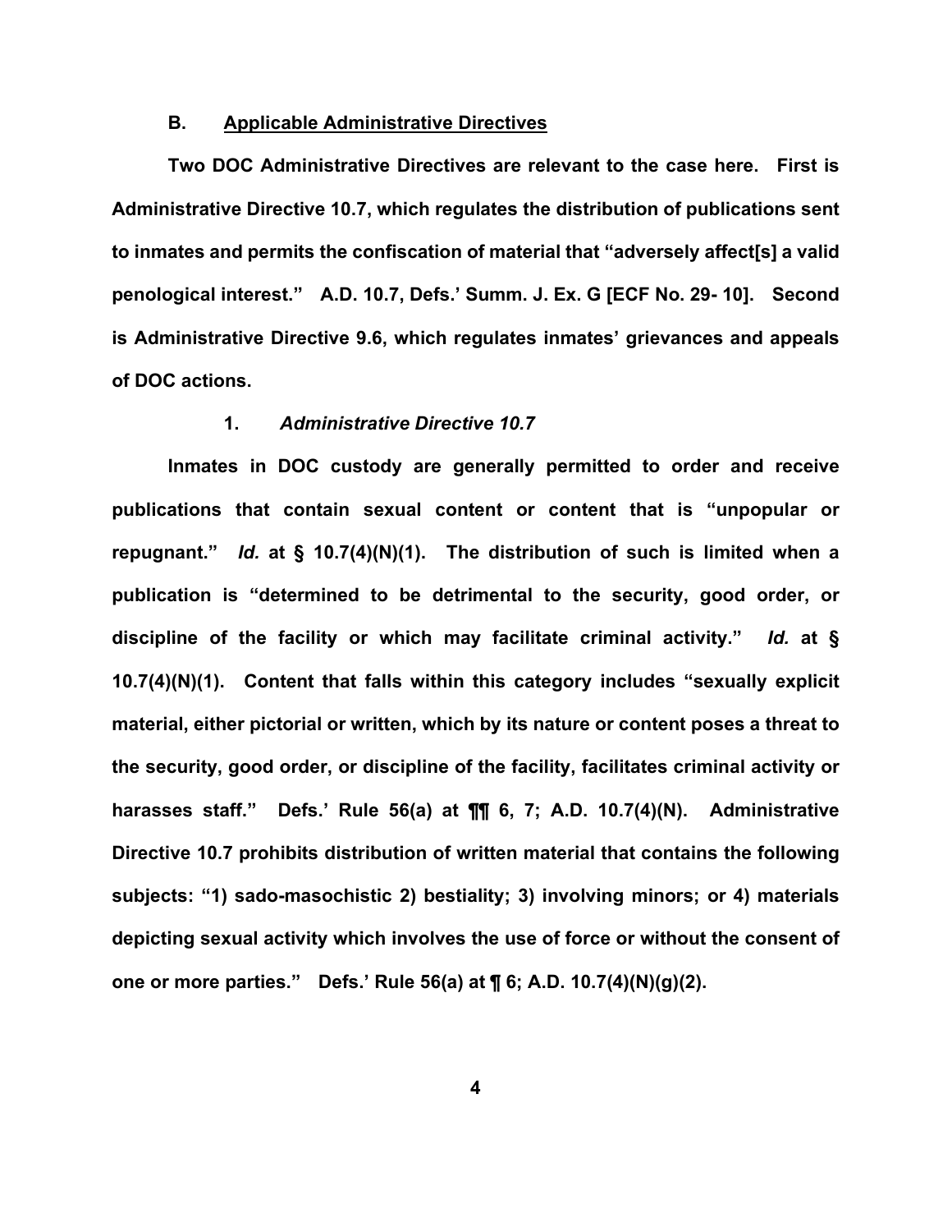### B. Applicable Administrative Directives

Two DOC Administrative Directives are relevant to the case here. First is Administrative Directive 10.7, which regulates the distribution of publications sent to inmates and permits the confiscation of material that "adversely affect[s] a valid penological interest." A.D. 10.7, Defs.' Summ. J. Ex. G [ECF No. 29- 10]. Second is Administrative Directive 9.6, which regulates inmates' grievances and appeals of DOC actions.

#### 1. *Administrative Directive 10.7*

Inmates in DOC custody are generally permitted to order and receive publications that contain sexual content or content that is "unpopular or repugnant." *Id.* at § 10.7(4)(N)(1). The distribution of such is limited when a publication is "determined to be detrimental to the security, good order, or discipline of the facility or which may facilitate criminal activity." *Id.* at § 10.7(4)(N)(1). Content that falls within this category includes "sexually explicit material, either pictorial or written, which by its nature or content poses a threat to the security, good order, or discipline of the facility, facilitates criminal activity or harasses staff." Defs.' Rule 56(a) at ¶¶ 6, 7; A.D. 10.7(4)(N). Administrative Directive 10.7 prohibits distribution of written material that contains the following subjects: "1) sado-masochistic 2) bestiality; 3) involving minors; or 4) materials depicting sexual activity which involves the use of force or without the consent of one or more parties." Defs.' Rule 56(a) at ¶ 6; A.D. 10.7(4)(N)(g)(2).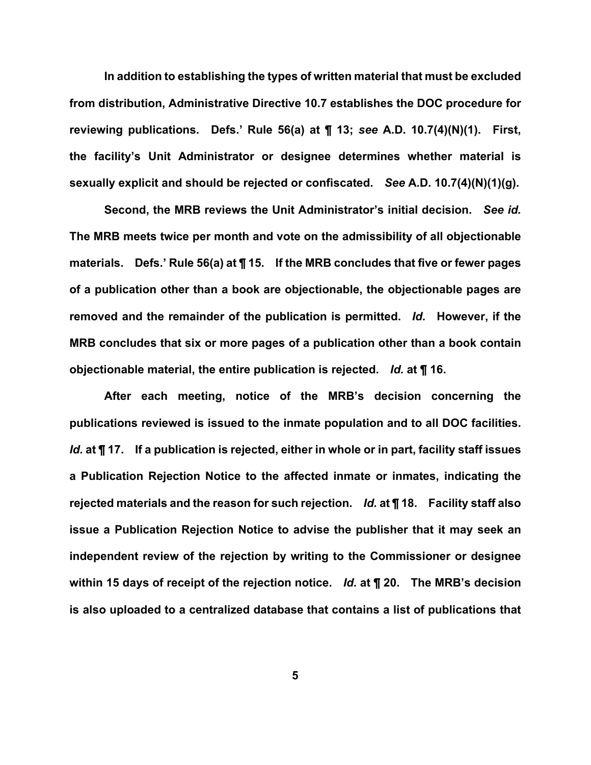In addition to establishing the types of written material that must be excluded from distribution, Administrative Directive 10.7 establishes the DOC procedure for reviewing publications. Defs.' Rule 56(a) at ¶ 13; *see* A.D. 10.7(4)(N)(1). First, the facility's Unit Administrator or designee determines whether material is sexually explicit and should be rejected or confiscated. *See* A.D. 10.7(4)(N)(1)(g).

Second, the MRB reviews the Unit Administrator's initial decision. *See id.* The MRB meets twice per month and vote on the admissibility of all objectionable materials. Defs.' Rule 56(a) at ¶ 15. If the MRB concludes that five or fewer pages of a publication other than a book are objectionable, the objectionable pages are removed and the remainder of the publication is permitted. *Id.* However, if the MRB concludes that six or more pages of a publication other than a book contain objectionable material, the entire publication is rejected. *Id.* at ¶ 16.

After each meeting, notice of the MRB's decision concerning the publications reviewed is issued to the inmate population and to all DOC facilities. *Id.* at ¶ 17. If a publication is rejected, either in whole or in part, facility staff issues a Publication Rejection Notice to the affected inmate or inmates, indicating the rejected materials and the reason for such rejection. *Id.* at ¶ 18. Facility staff also issue a Publication Rejection Notice to advise the publisher that it may seek an independent review of the rejection by writing to the Commissioner or designee within 15 days of receipt of the rejection notice. *Id.* at ¶ 20. The MRB's decision is also uploaded to a centralized database that contains a list of publications that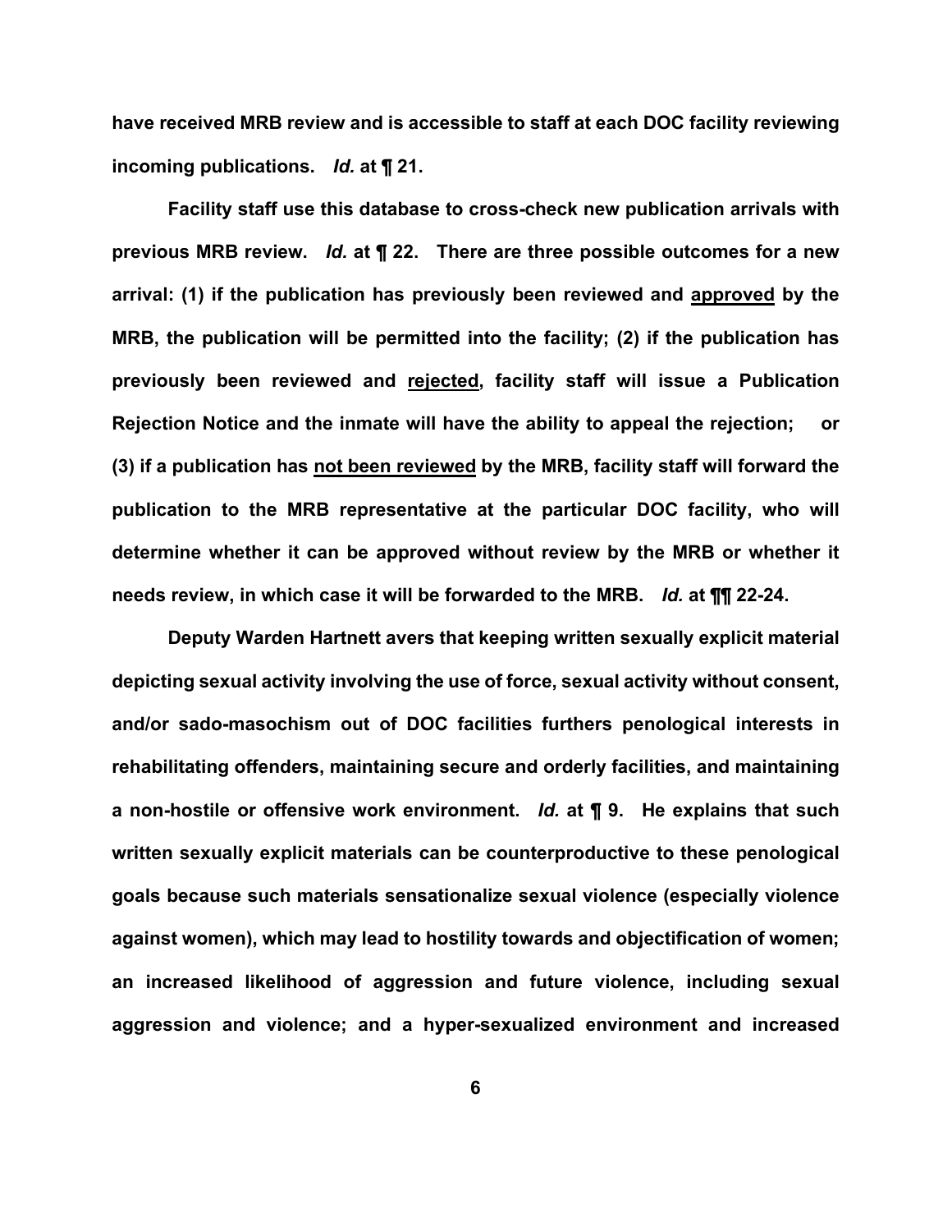**have received MRB review and is accessible to staff at each DOC facility reviewing incoming publications.** ***Id.*** **at ¶ 21.**

**Facility staff use this database to cross-check new publication arrivals with previous MRB review.** ***Id.*** **at ¶ 22. There are three possible outcomes for a new arrival: (1) if the publication has previously been reviewed and <u>approved</u> by the MRB, the publication will be permitted into the facility; (2) if the publication has previously been reviewed and <u>rejected</u>, facility staff will issue a Publication Rejection Notice and the inmate will have the ability to appeal the rejection; or (3) if a publication has <u>not been reviewed</u> by the MRB, facility staff will forward the publication to the MRB representative at the particular DOC facility, who will determine whether it can be approved without review by the MRB or whether it needs review, in which case it will be forwarded to the MRB.** ***Id.*** **at ¶¶ 22-24.**

**Deputy Warden Hartnett avers that keeping written sexually explicit material depicting sexual activity involving the use of force, sexual activity without consent, and/or sado-masochism out of DOC facilities furthers penological interests in rehabilitating offenders, maintaining secure and orderly facilities, and maintaining a non-hostile or offensive work environment.** ***Id.*** **at ¶ 9. He explains that such written sexually explicit materials can be counterproductive to these penological goals because such materials sensationalize sexual violence (especially violence against women), which may lead to hostility towards and objectification of women; an increased likelihood of aggression and future violence, including sexual aggression and violence; and a hyper-sexualized environment and increased**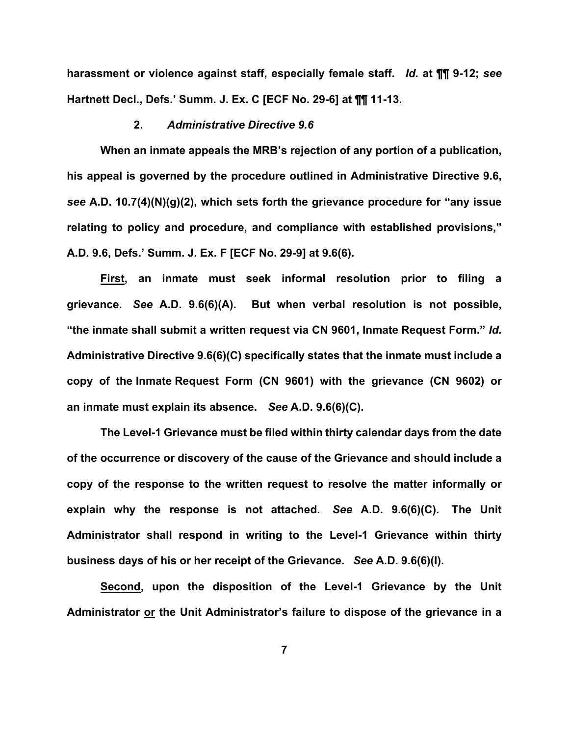**harassment or violence against staff, especially female staff.** ***Id.*** **at ¶¶ 9-12;** ***see*** **Hartnett Decl., Defs.' Summ. J. Ex. C [ECF No. 29-6] at ¶¶ 11-13.**

### **2.** ***Administrative Directive 9.6***

**When an inmate appeals the MRB's rejection of any portion of a publication, his appeal is governed by the procedure outlined in Administrative Directive 9.6,** ***see*** **A.D. 10.7(4)(N)(g)(2), which sets forth the grievance procedure for "any issue relating to policy and procedure, and compliance with established provisions," A.D. 9.6, Defs.' Summ. J. Ex. F [ECF No. 29-9] at 9.6(6).**

**<u>First</u>, an inmate must seek informal resolution prior to filing a grievance.** ***See*** **A.D. 9.6(6)(A). But when verbal resolution is not possible, "the inmate shall submit a written request via CN 9601, Inmate Request Form."** ***Id.*** **Administrative Directive 9.6(6)(C) specifically states that the inmate must include a copy of the Inmate Request Form (CN 9601) with the grievance (CN 9602) or an inmate must explain its absence.** ***See*** **A.D. 9.6(6)(C).**

**The Level-1 Grievance must be filed within thirty calendar days from the date of the occurrence or discovery of the cause of the Grievance and should include a copy of the response to the written request to resolve the matter informally or explain why the response is not attached.** ***See*** **A.D. 9.6(6)(C). The Unit Administrator shall respond in writing to the Level-1 Grievance within thirty business days of his or her receipt of the Grievance.** ***See*** **A.D. 9.6(6)(I).**

**<u>Second</u>, upon the disposition of the Level-1 Grievance by the Unit Administrator <u>or</u> the Unit Administrator's failure to dispose of the grievance in a**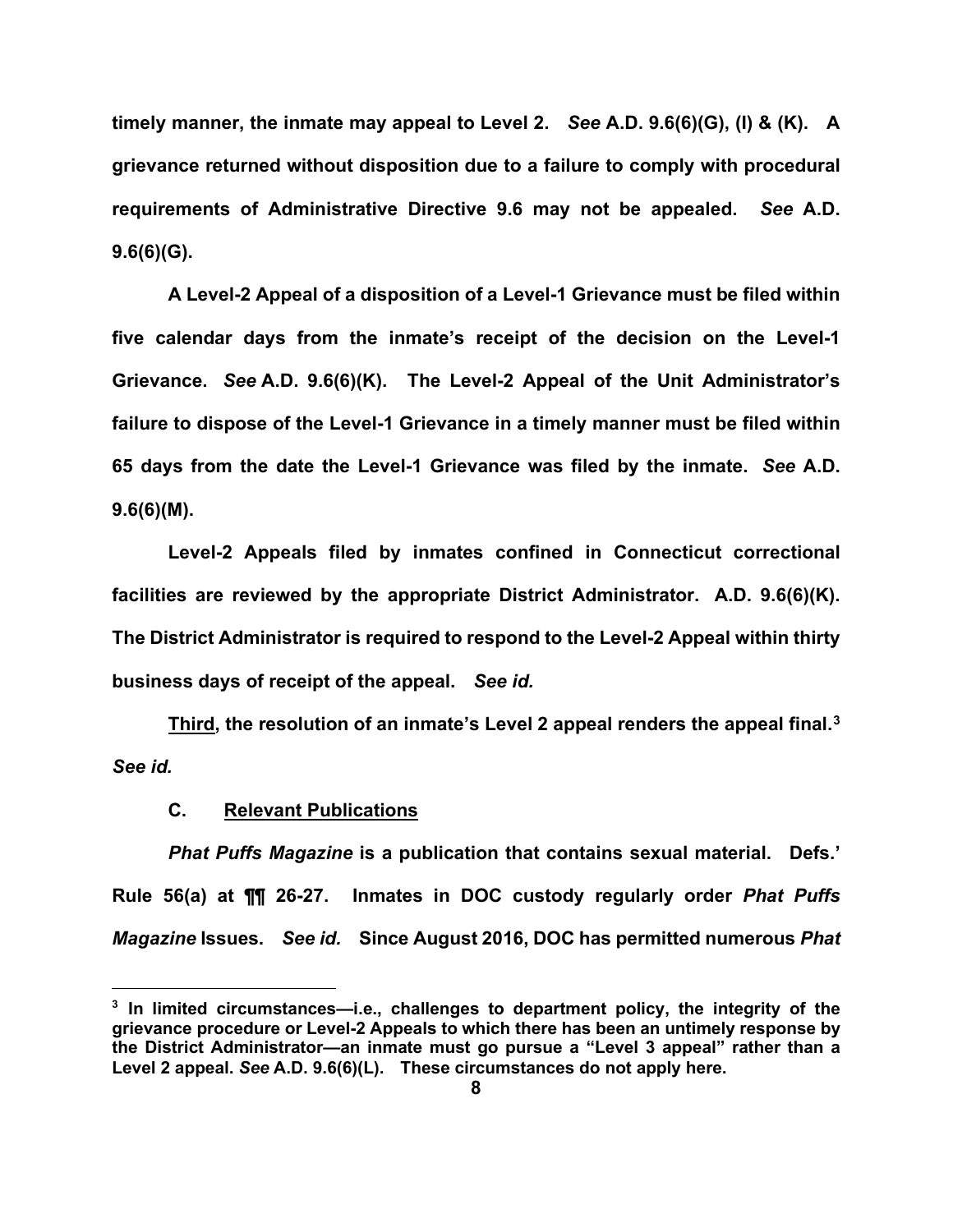**timely manner, the inmate may appeal to Level 2. *See* A.D. 9.6(6)(G), (I) & (K). A grievance returned without disposition due to a failure to comply with procedural requirements of Administrative Directive 9.6 may not be appealed. *See* A.D. 9.6(6)(G).**

**A Level-2 Appeal of a disposition of a Level-1 Grievance must be filed within five calendar days from the inmate's receipt of the decision on the Level-1 Grievance. *See* A.D. 9.6(6)(K). The Level-2 Appeal of the Unit Administrator's failure to dispose of the Level-1 Grievance in a timely manner must be filed within 65 days from the date the Level-1 Grievance was filed by the inmate. *See* A.D. 9.6(6)(M).**

**Level-2 Appeals filed by inmates confined in Connecticut correctional facilities are reviewed by the appropriate District Administrator. A.D. 9.6(6)(K). The District Administrator is required to respond to the Level-2 Appeal within thirty business days of receipt of the appeal. *See id.***

**<u>Third</u>, the resolution of an inmate's Level 2 appeal renders the appeal final.[3] *See id.***

### **C. <u>Relevant Publications</u>**

***Phat Puffs Magazine* is a publication that contains sexual material. Defs.' Rule 56(a) at ¶¶ 26-27. Inmates in DOC custody regularly order *Phat Puffs Magazine* Issues. *See id.* Since August 2016, DOC has permitted numerous *Phat***

---

**[3] In limited circumstances—i.e., challenges to department policy, the integrity of the grievance procedure or Level-2 Appeals to which there has been an untimely response by the District Administrator—an inmate must go pursue a "Level 3 appeal" rather than a Level 2 appeal. *See* A.D. 9.6(6)(L). These circumstances do not apply here.**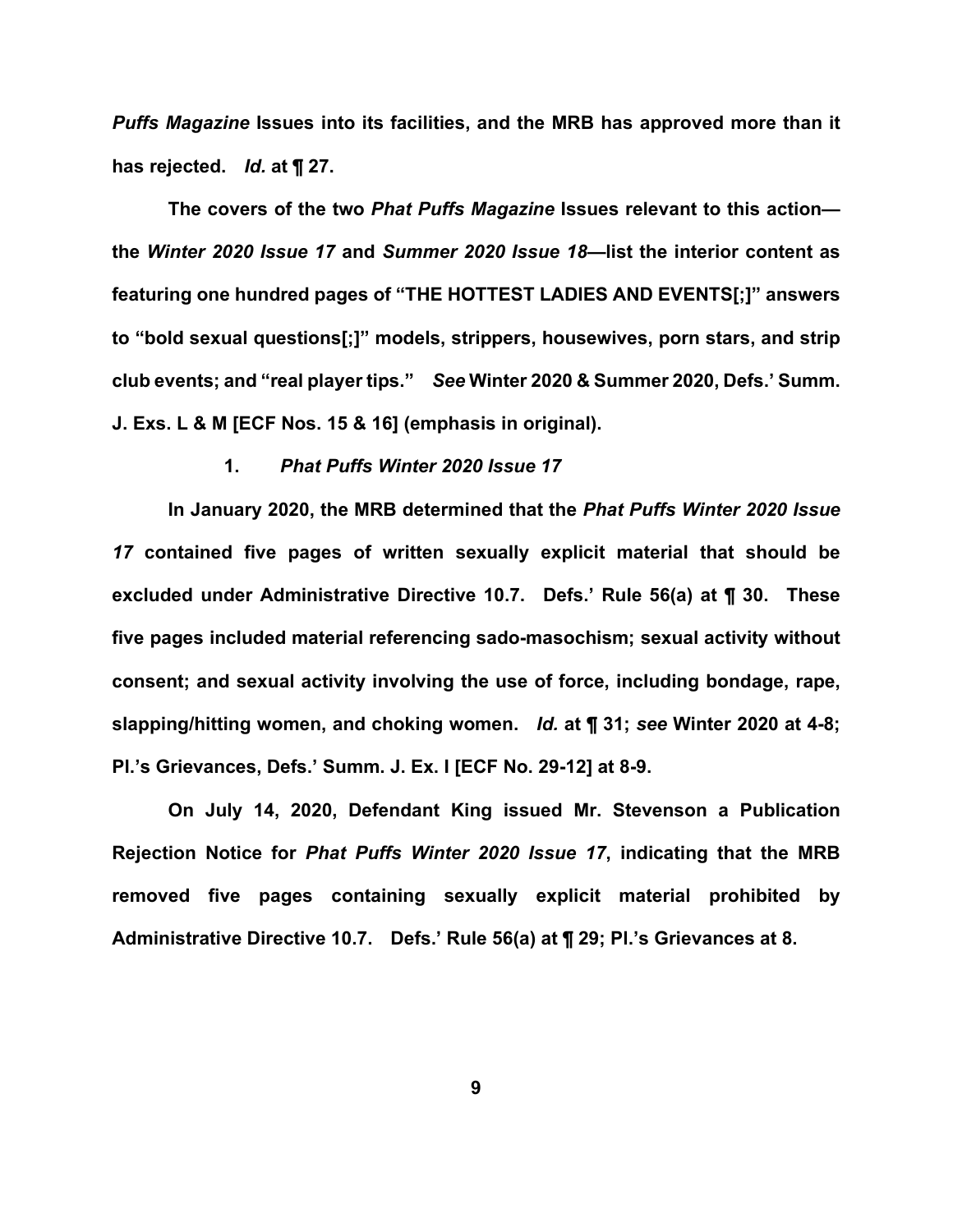*Puffs Magazine* Issues into its facilities, and the MRB has approved more than it has rejected. *Id.* at ¶ 27.

The covers of the two *Phat Puffs Magazine* Issues relevant to this action—the *Winter 2020 Issue 17* and *Summer 2020 Issue 18*—list the interior content as featuring one hundred pages of "THE HOTTEST LADIES AND EVENTS[;]" answers to "bold sexual questions[;]" models, strippers, housewives, porn stars, and strip club events; and "real player tips." *See* Winter 2020 & Summer 2020, Defs.' Summ. J. Exs. L & M [ECF Nos. 15 & 16] (emphasis in original).

### 1. *Phat Puffs Winter 2020 Issue 17*

In January 2020, the MRB determined that the *Phat Puffs Winter 2020 Issue 17* contained five pages of written sexually explicit material that should be excluded under Administrative Directive 10.7. Defs.' Rule 56(a) at ¶ 30. These five pages included material referencing sado-masochism; sexual activity without consent; and sexual activity involving the use of force, including bondage, rape, slapping/hitting women, and choking women. *Id.* at ¶ 31; *see* Winter 2020 at 4-8; Pl.'s Grievances, Defs.' Summ. J. Ex. I [ECF No. 29-12] at 8-9.

On July 14, 2020, Defendant King issued Mr. Stevenson a Publication Rejection Notice for *Phat Puffs Winter 2020 Issue 17*, indicating that the MRB removed five pages containing sexually explicit material prohibited by Administrative Directive 10.7. Defs.' Rule 56(a) at ¶ 29; Pl.'s Grievances at 8.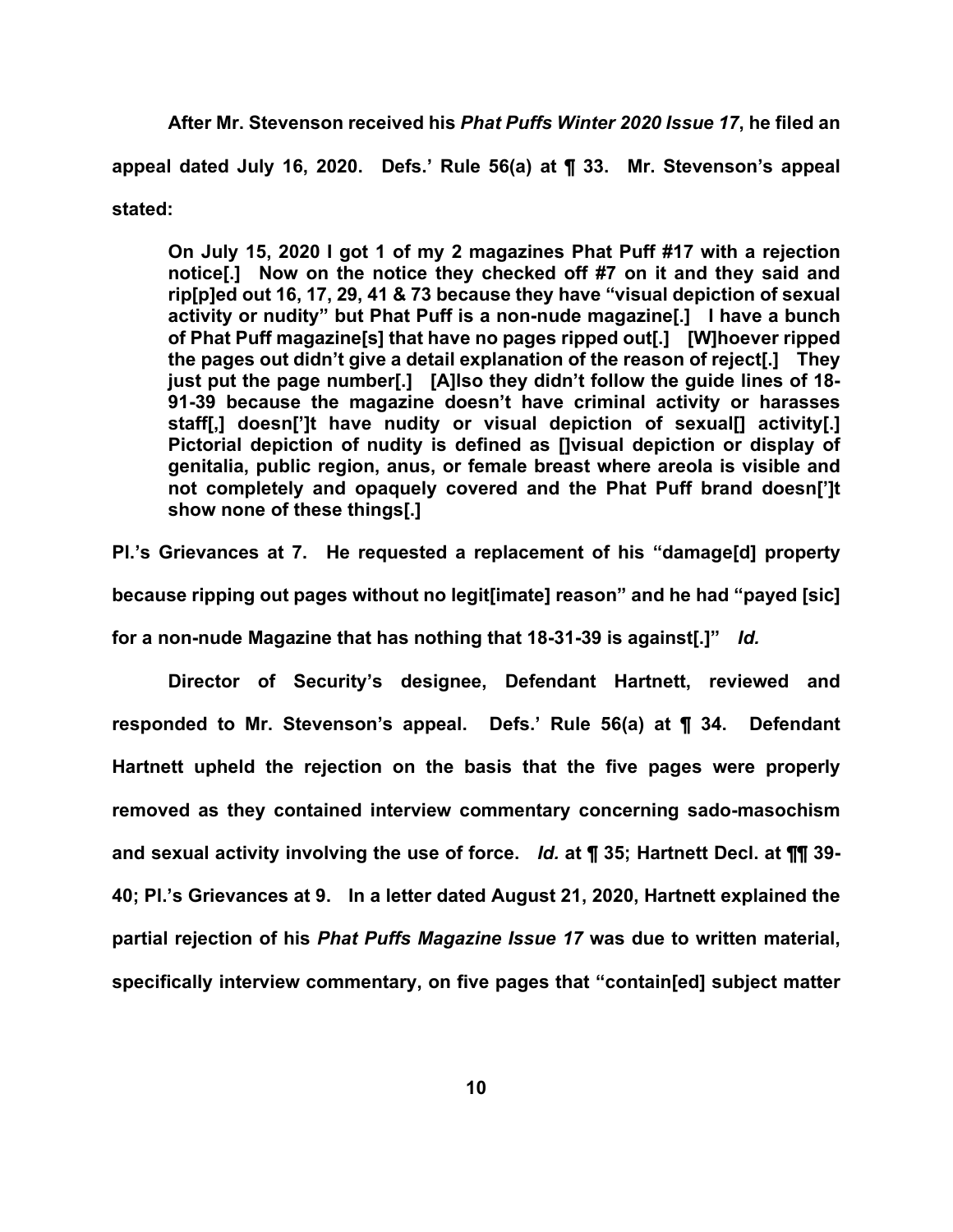**After Mr. Stevenson received his *Phat Puffs Winter 2020 Issue 17*, he filed an appeal dated July 16, 2020. Defs.' Rule 56(a) at ¶ 33. Mr. Stevenson's appeal stated:**

> **On July 15, 2020 I got 1 of my 2 magazines Phat Puff #17 with a rejection notice[.] Now on the notice they checked off #7 on it and they said and rip[p]ed out 16, 17, 29, 41 & 73 because they have "visual depiction of sexual activity or nudity" but Phat Puff is a non-nude magazine[.] I have a bunch of Phat Puff magazine[s] that have no pages ripped out[.] [W]hoever ripped the pages out didn't give a detail explanation of the reason of reject[.] They just put the page number[.] [A]lso they didn't follow the guide lines of 18-91-39 because the magazine doesn't have criminal activity or harasses staff[,] doesn[']t have nudity or visual depiction of sexual[] activity[.] Pictorial depiction of nudity is defined as []visual depiction or display of genitalia, public region, anus, or female breast where areola is visible and not completely and opaquely covered and the Phat Puff brand doesn[']t show none of these things[.]**

**Pl.'s Grievances at 7. He requested a replacement of his "damage[d] property because ripping out pages without no legit[imate] reason" and he had "payed [sic] for a non-nude Magazine that has nothing that 18-31-39 is against[.]" *Id.***

**Director of Security's designee, Defendant Hartnett, reviewed and responded to Mr. Stevenson's appeal. Defs.' Rule 56(a) at ¶ 34. Defendant Hartnett upheld the rejection on the basis that the five pages were properly removed as they contained interview commentary concerning sado-masochism and sexual activity involving the use of force. *Id.* at ¶ 35; Hartnett Decl. at ¶¶ 39-40; Pl.'s Grievances at 9. In a letter dated August 21, 2020, Hartnett explained the partial rejection of his *Phat Puffs Magazine Issue 17* was due to written material, specifically interview commentary, on five pages that "contain[ed] subject matter**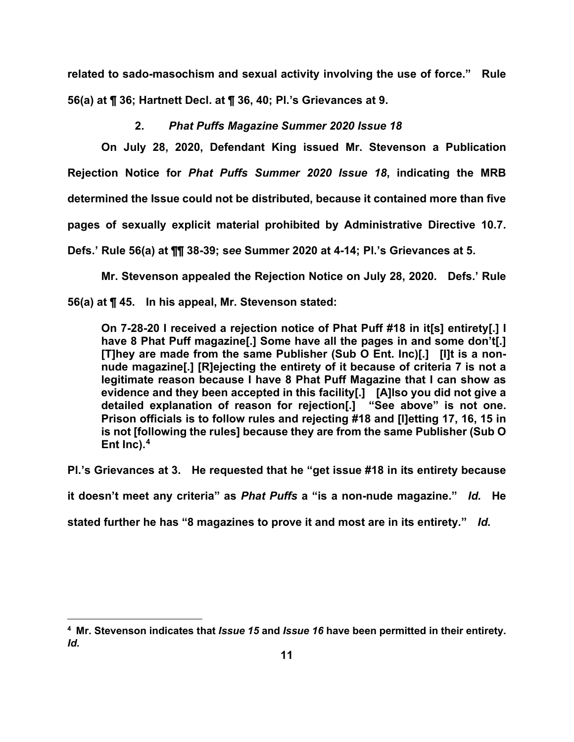related to sado-masochism and sexual activity involving the use of force." Rule 56(a) at ¶ 36; Hartnett Decl. at ¶ 36, 40; Pl.'s Grievances at 9.

### 2. *Phat Puffs Magazine Summer 2020 Issue 18*

On July 28, 2020, Defendant King issued Mr. Stevenson a Publication Rejection Notice for *Phat Puffs Summer 2020 Issue 18*, indicating the MRB determined the Issue could not be distributed, because it contained more than five pages of sexually explicit material prohibited by Administrative Directive 10.7. Defs.' Rule 56(a) at ¶¶ 38-39; *see* Summer 2020 at 4-14; Pl.'s Grievances at 5.

Mr. Stevenson appealed the Rejection Notice on July 28, 2020. Defs.' Rule 56(a) at ¶ 45. In his appeal, Mr. Stevenson stated:

> On 7-28-20 I received a rejection notice of Phat Puff #18 in it[s] entirety[.] I have 8 Phat Puff magazine[.] Some have all the pages in and some don't[.] [T]hey are made from the same Publisher (Sub O Ent. Inc)[.] [I]t is a non-nude magazine[.] [R]ejecting the entirety of it because of criteria 7 is not a legitimate reason because I have 8 Phat Puff Magazine that I can show as evidence and they been accepted in this facility[.] [A]lso you did not give a detailed explanation of reason for rejection[.] "See above" is not one. Prison officials is to follow rules and rejecting #18 and [l]etting 17, 16, 15 in is not [following the rules] because they are from the same Publisher (Sub O Ent Inc).[4]

Pl.'s Grievances at 3. He requested that he "get issue #18 in its entirety because it doesn't meet any criteria" as *Phat Puffs* a "is a non-nude magazine." *Id.* He stated further he has "8 magazines to prove it and most are in its entirety." *Id.*

---

[4] Mr. Stevenson indicates that *Issue 15* and *Issue 16* have been permitted in their entirety. *Id.*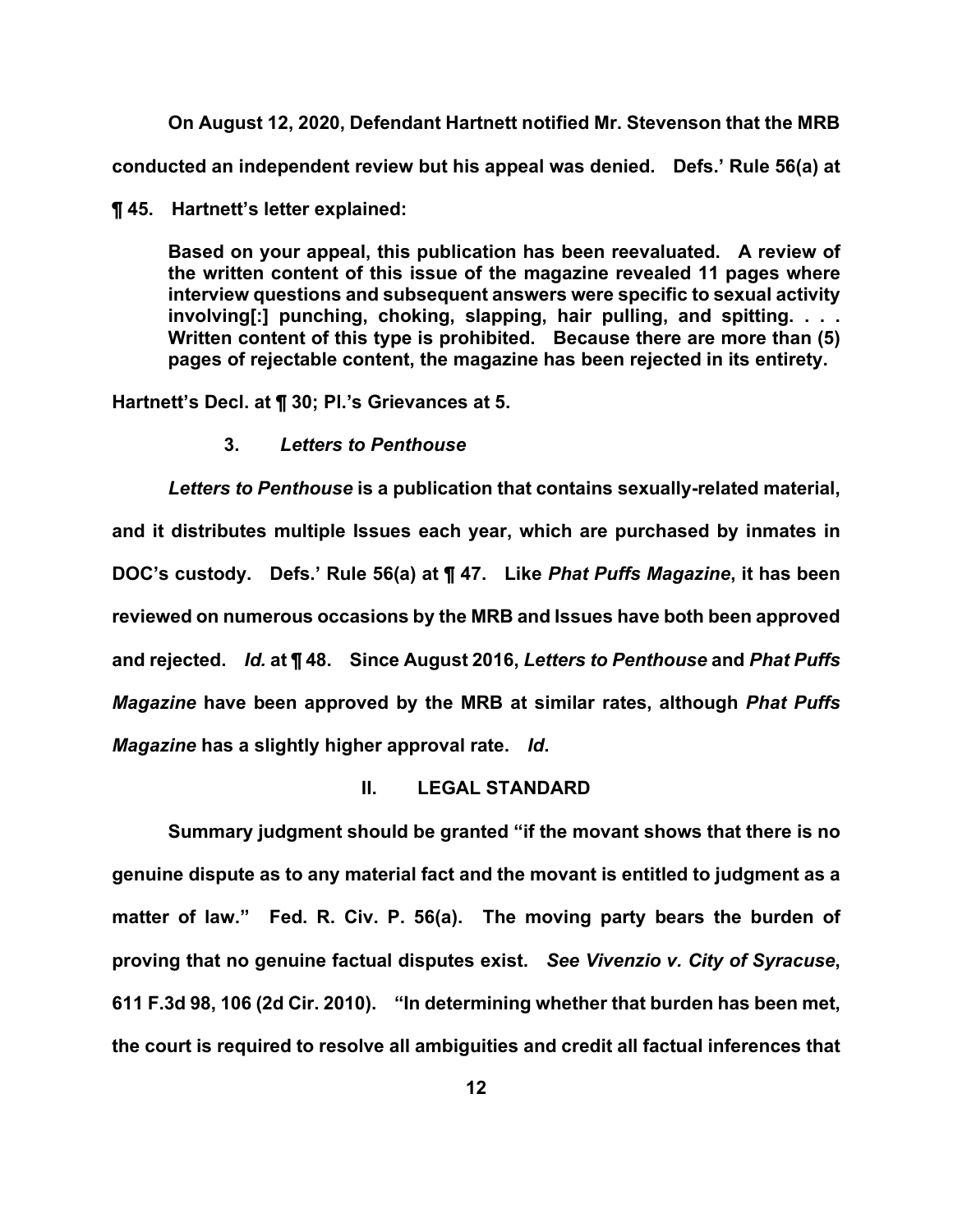On August 12, 2020, Defendant Hartnett notified Mr. Stevenson that the MRB conducted an independent review but his appeal was denied. Defs.' Rule 56(a) at ¶ 45. Hartnett's letter explained:

> Based on your appeal, this publication has been reevaluated. A review of the written content of this issue of the magazine revealed 11 pages where interview questions and subsequent answers were specific to sexual activity involving[:] punching, choking, slapping, hair pulling, and spitting. . . . Written content of this type is prohibited. Because there are more than (5) pages of rejectable content, the magazine has been rejected in its entirety.

Hartnett's Decl. at ¶ 30; Pl.'s Grievances at 5.

### 3. *Letters to Penthouse*

*Letters to Penthouse* is a publication that contains sexually-related material, and it distributes multiple Issues each year, which are purchased by inmates in DOC's custody. Defs.' Rule 56(a) at ¶ 47. Like *Phat Puffs Magazine*, it has been reviewed on numerous occasions by the MRB and Issues have both been approved and rejected. *Id.* at ¶ 48. Since August 2016, *Letters to Penthouse* and *Phat Puffs Magazine* have been approved by the MRB at similar rates, although *Phat Puffs Magazine* has a slightly higher approval rate. *Id*.

## II. LEGAL STANDARD

Summary judgment should be granted "if the movant shows that there is no genuine dispute as to any material fact and the movant is entitled to judgment as a matter of law." Fed. R. Civ. P. 56(a). The moving party bears the burden of proving that no genuine factual disputes exist. *See Vivenzio v. City of Syracuse*, 611 F.3d 98, 106 (2d Cir. 2010). "In determining whether that burden has been met, the court is required to resolve all ambiguities and credit all factual inferences that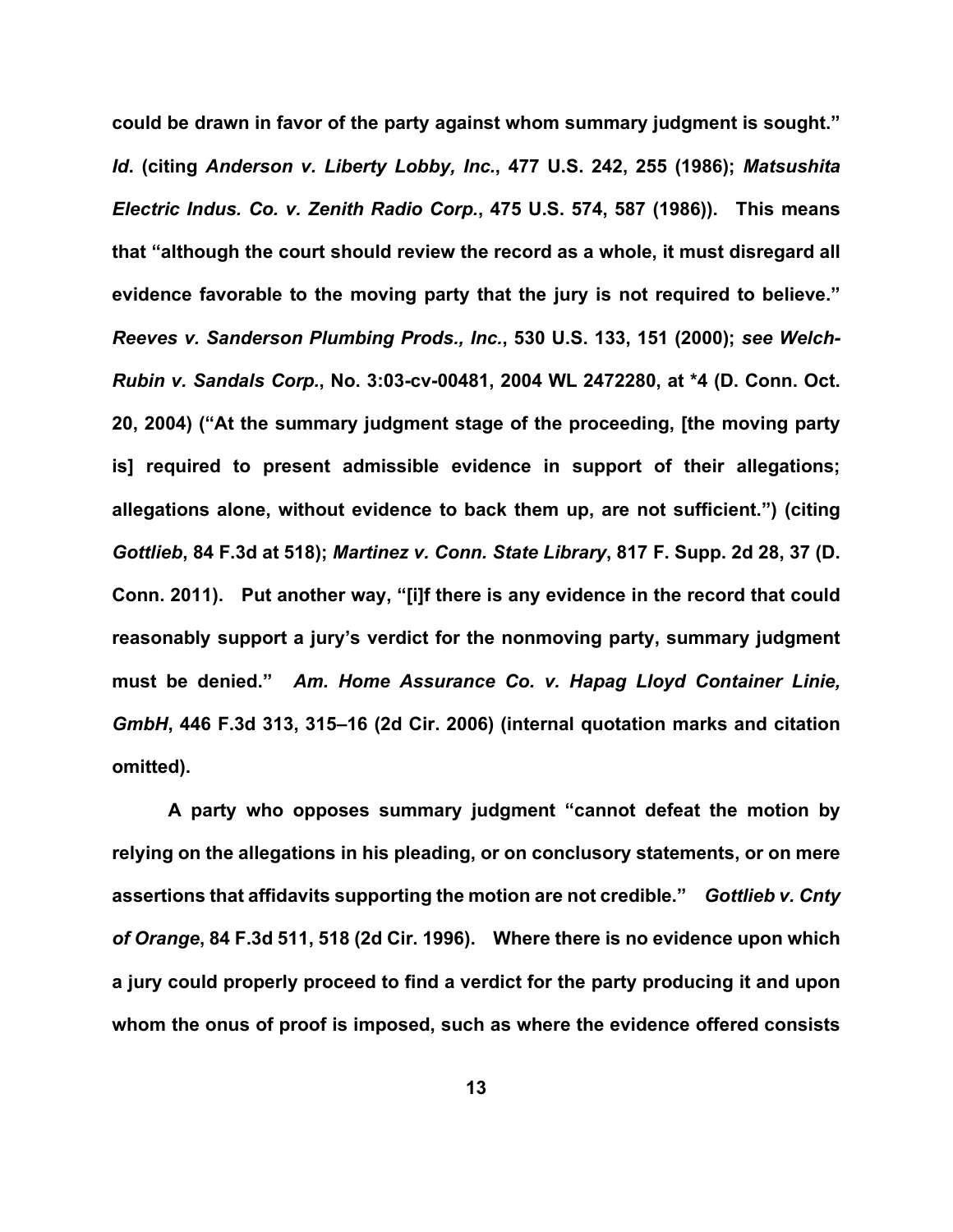**could be drawn in favor of the party against whom summary judgment is sought."** ***Id*****. (citing** ***Anderson v. Liberty Lobby, Inc.*****, 477 U.S. 242, 255 (1986);** ***Matsushita Electric Indus. Co. v. Zenith Radio Corp.*****, 475 U.S. 574, 587 (1986)). This means that "although the court should review the record as a whole, it must disregard all evidence favorable to the moving party that the jury is not required to believe."** ***Reeves v. Sanderson Plumbing Prods., Inc.*****, 530 U.S. 133, 151 (2000);** ***see Welch-Rubin v. Sandals Corp.*****, No. 3:03-cv-00481, 2004 WL 2472280, at \*4 (D. Conn. Oct. 20, 2004) ("At the summary judgment stage of the proceeding, [the moving party is] required to present admissible evidence in support of their allegations; allegations alone, without evidence to back them up, are not sufficient.") (citing** ***Gottlieb*****, 84 F.3d at 518);** ***Martinez v. Conn. State Library*****, 817 F. Supp. 2d 28, 37 (D. Conn. 2011). Put another way, "[i]f there is any evidence in the record that could reasonably support a jury's verdict for the nonmoving party, summary judgment must be denied."** ***Am. Home Assurance Co. v. Hapag Lloyd Container Linie, GmbH*****, 446 F.3d 313, 315–16 (2d Cir. 2006) (internal quotation marks and citation omitted).**

**A party who opposes summary judgment "cannot defeat the motion by relying on the allegations in his pleading, or on conclusory statements, or on mere assertions that affidavits supporting the motion are not credible."** ***Gottlieb v. Cnty of Orange*****, 84 F.3d 511, 518 (2d Cir. 1996). Where there is no evidence upon which a jury could properly proceed to find a verdict for the party producing it and upon whom the onus of proof is imposed, such as where the evidence offered consists**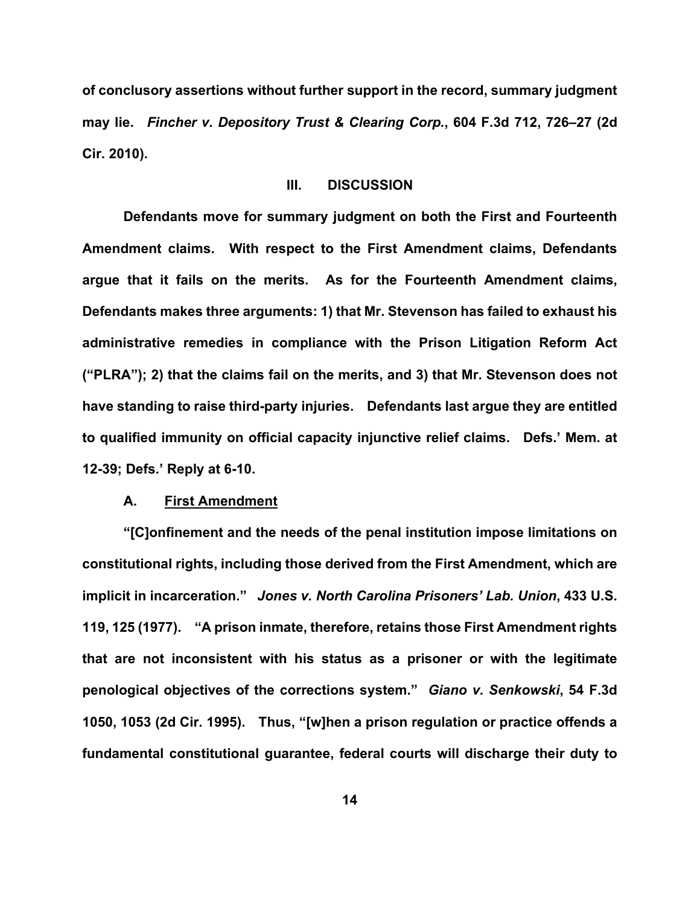of conclusory assertions without further support in the record, summary judgment may lie. *Fincher v. Depository Trust & Clearing Corp.*, 604 F.3d 712, 726–27 (2d Cir. 2010).

## III. DISCUSSION

Defendants move for summary judgment on both the First and Fourteenth Amendment claims. With respect to the First Amendment claims, Defendants argue that it fails on the merits. As for the Fourteenth Amendment claims, Defendants makes three arguments: 1) that Mr. Stevenson has failed to exhaust his administrative remedies in compliance with the Prison Litigation Reform Act ("PLRA"); 2) that the claims fail on the merits, and 3) that Mr. Stevenson does not have standing to raise third-party injuries. Defendants last argue they are entitled to qualified immunity on official capacity injunctive relief claims. Defs.' Mem. at 12-39; Defs.' Reply at 6-10.

### A. First Amendment

"[C]onfinement and the needs of the penal institution impose limitations on constitutional rights, including those derived from the First Amendment, which are implicit in incarceration." *Jones v. North Carolina Prisoners' Lab. Union*, 433 U.S. 119, 125 (1977). "A prison inmate, therefore, retains those First Amendment rights that are not inconsistent with his status as a prisoner or with the legitimate penological objectives of the corrections system." *Giano v. Senkowski*, 54 F.3d 1050, 1053 (2d Cir. 1995). Thus, "[w]hen a prison regulation or practice offends a fundamental constitutional guarantee, federal courts will discharge their duty to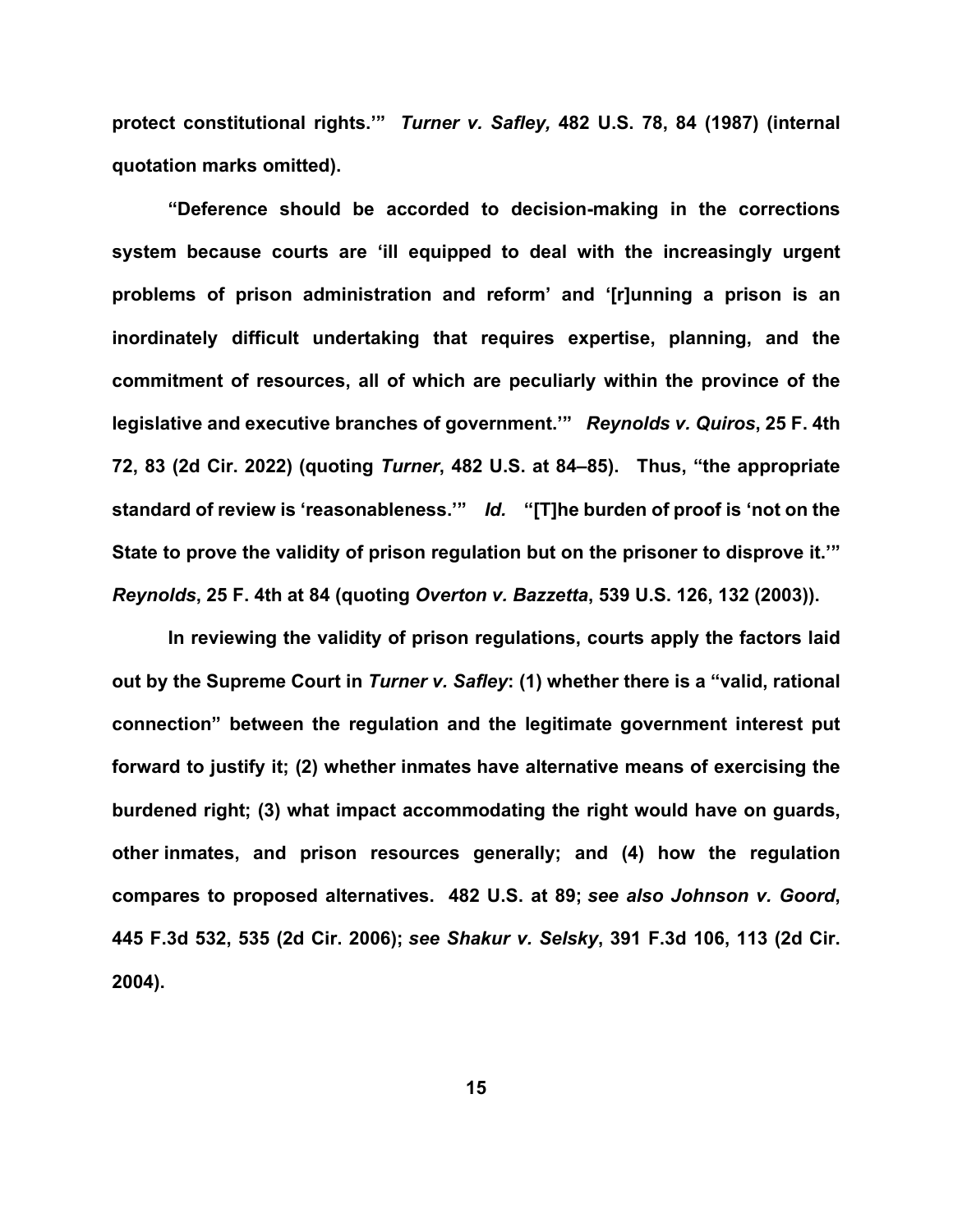protect constitutional rights.'" *Turner v. Safley,* 482 U.S. 78, 84 (1987) (internal quotation marks omitted).

"Deference should be accorded to decision-making in the corrections system because courts are 'ill equipped to deal with the increasingly urgent problems of prison administration and reform' and '[r]unning a prison is an inordinately difficult undertaking that requires expertise, planning, and the commitment of resources, all of which are peculiarly within the province of the legislative and executive branches of government.'" *Reynolds v. Quiros*, 25 F. 4th 72, 83 (2d Cir. 2022) (quoting *Turner*, 482 U.S. at 84–85). Thus, "the appropriate standard of review is 'reasonableness.'" *Id.* "[T]he burden of proof is 'not on the State to prove the validity of prison regulation but on the prisoner to disprove it.'" *Reynolds*, 25 F. 4th at 84 (quoting *Overton v. Bazzetta*, 539 U.S. 126, 132 (2003)).

In reviewing the validity of prison regulations, courts apply the factors laid out by the Supreme Court in *Turner v. Safley*: (1) whether there is a "valid, rational connection" between the regulation and the legitimate government interest put forward to justify it; (2) whether inmates have alternative means of exercising the burdened right; (3) what impact accommodating the right would have on guards, other inmates, and prison resources generally; and (4) how the regulation compares to proposed alternatives. 482 U.S. at 89; *see also Johnson v. Goord*, 445 F.3d 532, 535 (2d Cir. 2006); *see Shakur v. Selsky*, 391 F.3d 106, 113 (2d Cir. 2004).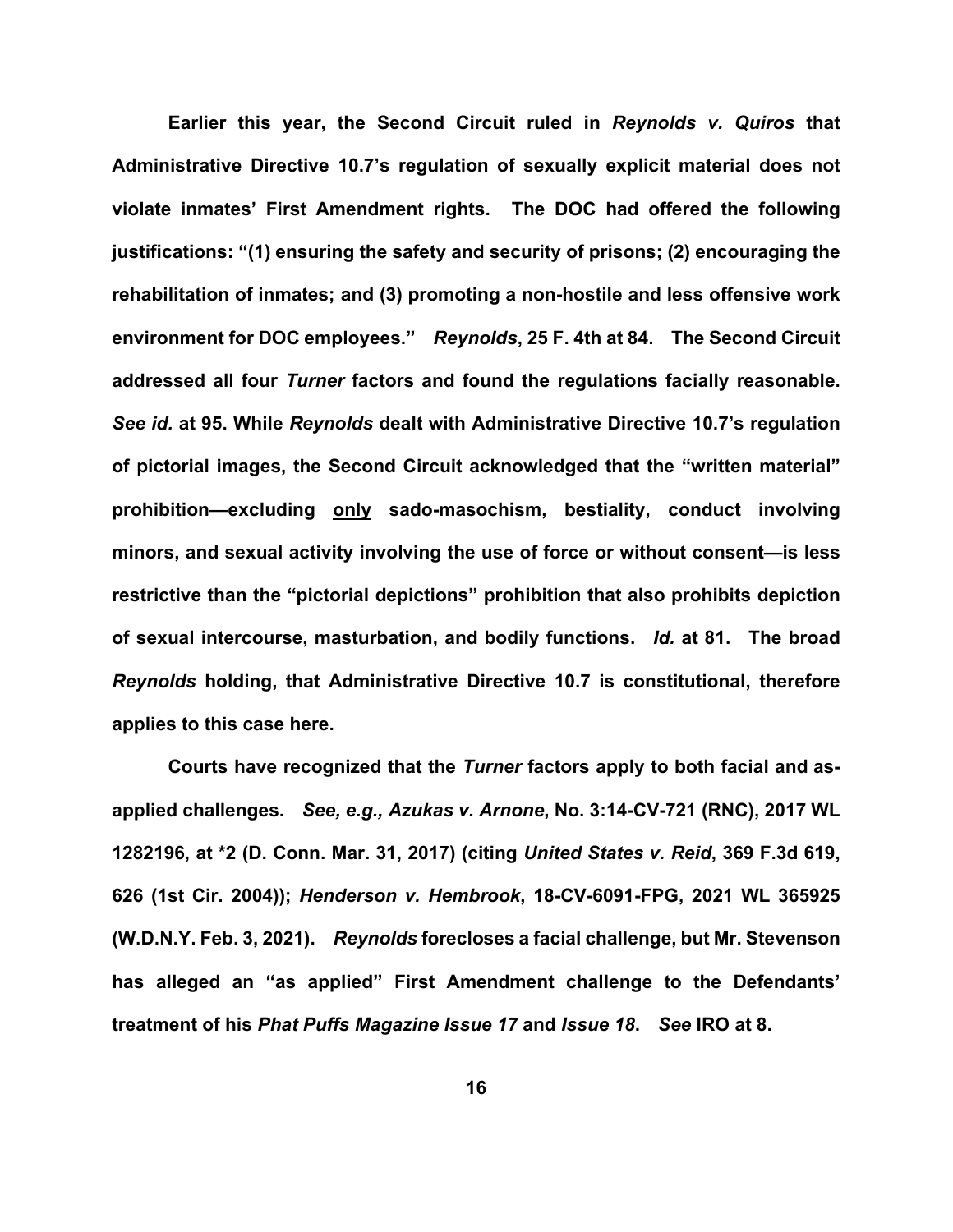**Earlier this year, the Second Circuit ruled in *Reynolds v. Quiros* that Administrative Directive 10.7's regulation of sexually explicit material does not violate inmates' First Amendment rights. The DOC had offered the following justifications: "(1) ensuring the safety and security of prisons; (2) encouraging the rehabilitation of inmates; and (3) promoting a non-hostile and less offensive work environment for DOC employees." *Reynolds*, 25 F. 4th at 84. The Second Circuit addressed all four *Turner* factors and found the regulations facially reasonable. *See id.* at 95. While *Reynolds* dealt with Administrative Directive 10.7's regulation of pictorial images, the Second Circuit acknowledged that the "written material" prohibition—excluding <u>only</u> sado-masochism, bestiality, conduct involving minors, and sexual activity involving the use of force or without consent—is less restrictive than the "pictorial depictions" prohibition that also prohibits depiction of sexual intercourse, masturbation, and bodily functions. *Id.* at 81. The broad *Reynolds* holding, that Administrative Directive 10.7 is constitutional, therefore applies to this case here.**

**Courts have recognized that the *Turner* factors apply to both facial and as-applied challenges. *See, e.g., Azukas v. Arnone*, No. 3:14-CV-721 (RNC), 2017 WL 1282196, at *2 (D. Conn. Mar. 31, 2017) (citing *United States v. Reid*, 369 F.3d 619, 626 (1st Cir. 2004)); *Henderson v. Hembrook*, 18-CV-6091-FPG, 2021 WL 365925 (W.D.N.Y. Feb. 3, 2021). *Reynolds* forecloses a facial challenge, but Mr. Stevenson has alleged an "as applied" First Amendment challenge to the Defendants' treatment of his *Phat Puffs Magazine Issue 17* and *Issue 18*. *See* IRO at 8.**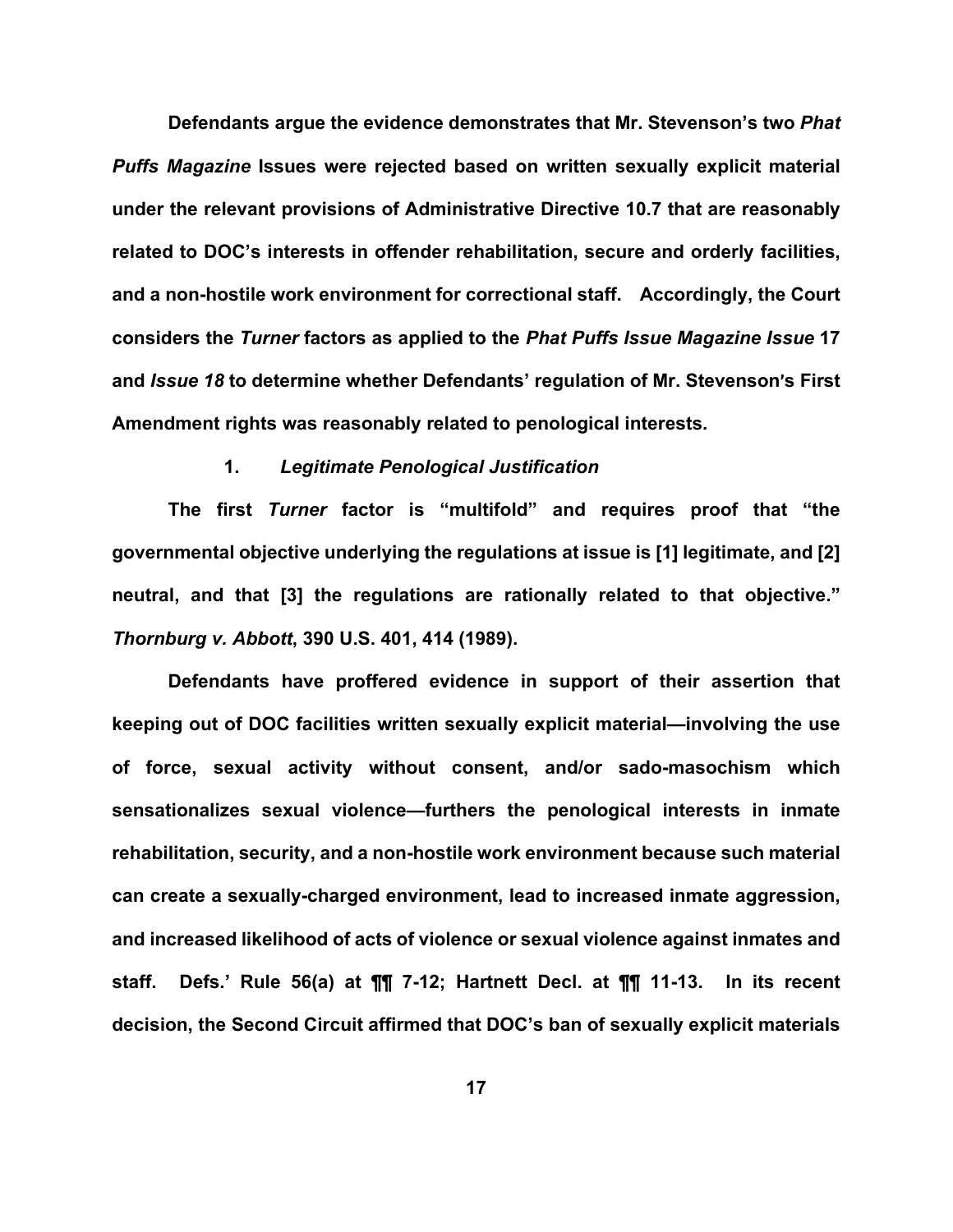**Defendants argue the evidence demonstrates that Mr. Stevenson's two *Phat Puffs Magazine* Issues were rejected based on written sexually explicit material under the relevant provisions of Administrative Directive 10.7 that are reasonably related to DOC's interests in offender rehabilitation, secure and orderly facilities, and a non-hostile work environment for correctional staff. Accordingly, the Court considers the *Turner* factors as applied to the *Phat Puffs Issue Magazine Issue* 17 and *Issue 18* to determine whether Defendants' regulation of Mr. Stevenson's First Amendment rights was reasonably related to penological interests.**

**1. *Legitimate Penological Justification***

**The first *Turner* factor is "multifold" and requires proof that "the governmental objective underlying the regulations at issue is [1] legitimate, and [2] neutral, and that [3] the regulations are rationally related to that objective." *Thornburg v. Abbott*, 390 U.S. 401, 414 (1989).**

**Defendants have proffered evidence in support of their assertion that keeping out of DOC facilities written sexually explicit material—involving the use of force, sexual activity without consent, and/or sado-masochism which sensationalizes sexual violence—furthers the penological interests in inmate rehabilitation, security, and a non-hostile work environment because such material can create a sexually-charged environment, lead to increased inmate aggression, and increased likelihood of acts of violence or sexual violence against inmates and staff. Defs.' Rule 56(a) at ¶¶ 7-12; Hartnett Decl. at ¶¶ 11-13. In its recent decision, the Second Circuit affirmed that DOC's ban of sexually explicit materials**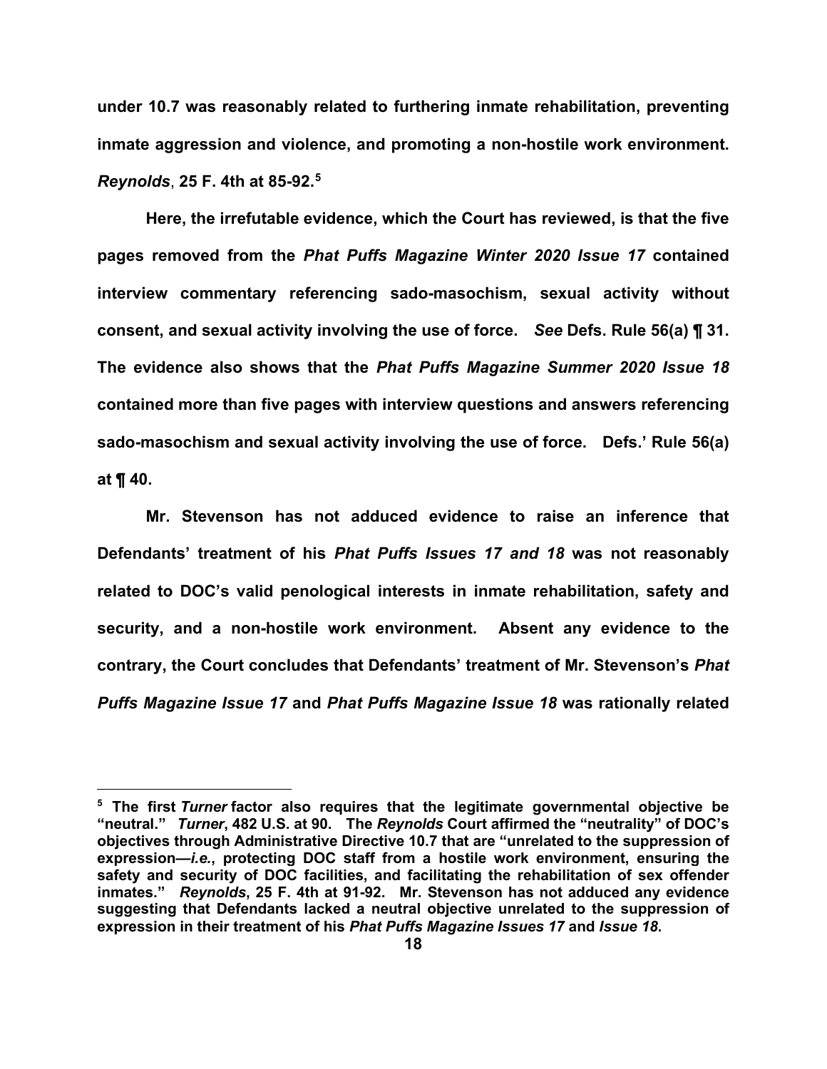**under 10.7 was reasonably related to furthering inmate rehabilitation, preventing inmate aggression and violence, and promoting a non-hostile work environment. *Reynolds*, 25 F. 4th at 85-92.[5]**

**Here, the irrefutable evidence, which the Court has reviewed, is that the five pages removed from the *Phat Puffs Magazine Winter 2020 Issue 17* contained interview commentary referencing sado-masochism, sexual activity without consent, and sexual activity involving the use of force. *See* Defs. Rule 56(a) ¶ 31. The evidence also shows that the *Phat Puffs Magazine Summer 2020 Issue 18* contained more than five pages with interview questions and answers referencing sado-masochism and sexual activity involving the use of force. Defs.' Rule 56(a) at ¶ 40.**

**Mr. Stevenson has not adduced evidence to raise an inference that Defendants' treatment of his *Phat Puffs Issues 17 and 18* was not reasonably related to DOC's valid penological interests in inmate rehabilitation, safety and security, and a non-hostile work environment. Absent any evidence to the contrary, the Court concludes that Defendants' treatment of Mr. Stevenson's *Phat Puffs Magazine Issue 17* and *Phat Puffs Magazine Issue 18* was rationally related**

---

**[5] The first *Turner* factor also requires that the legitimate governmental objective be "neutral." *Turner*, 482 U.S. at 90. The *Reynolds* Court affirmed the "neutrality" of DOC's objectives through Administrative Directive 10.7 that are "unrelated to the suppression of expression—*i.e.*, protecting DOC staff from a hostile work environment, ensuring the safety and security of DOC facilities, and facilitating the rehabilitation of sex offender inmates." *Reynolds*, 25 F. 4th at 91-92. Mr. Stevenson has not adduced any evidence suggesting that Defendants lacked a neutral objective unrelated to the suppression of expression in their treatment of his *Phat Puffs Magazine Issues 17* and *Issue 18*.**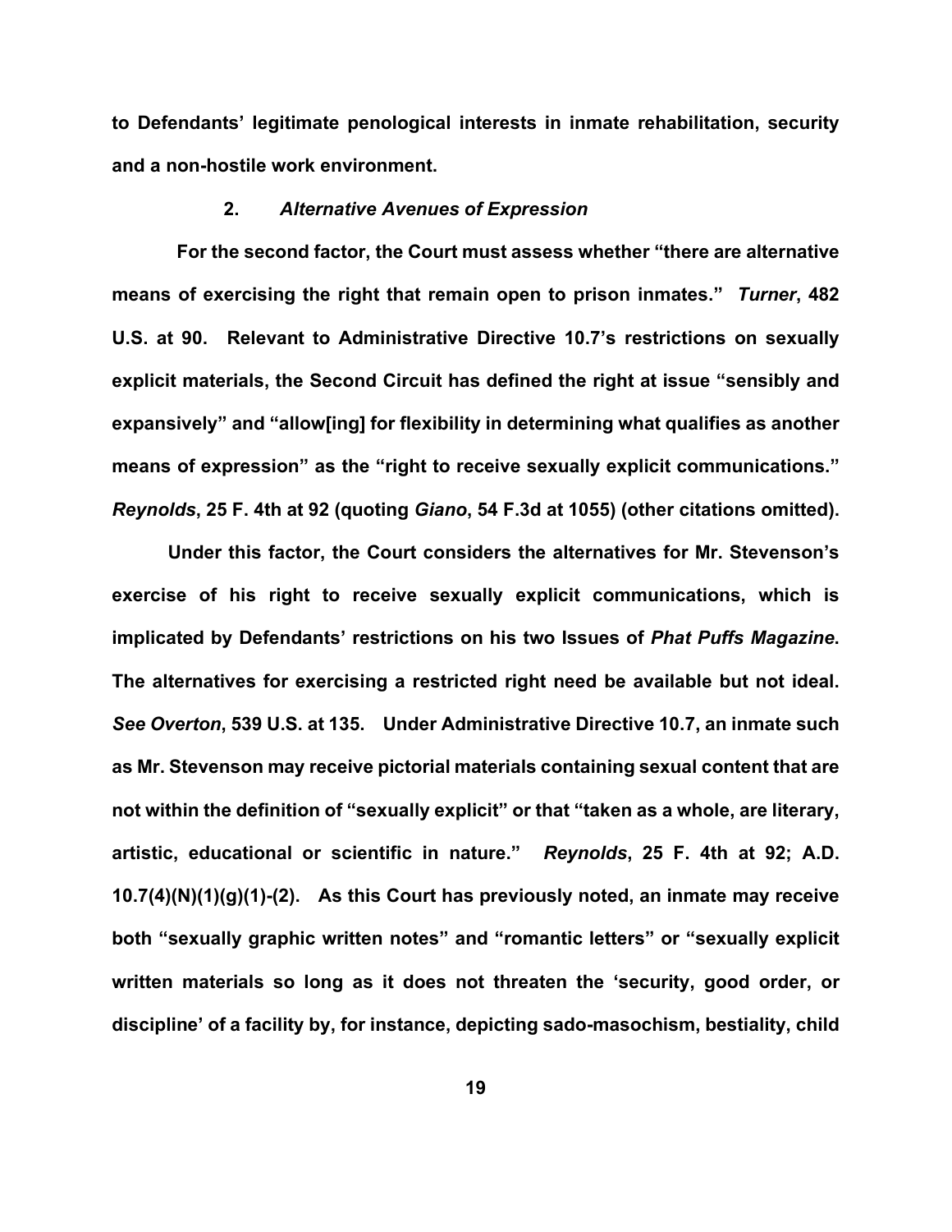**to Defendants' legitimate penological interests in inmate rehabilitation, security and a non-hostile work environment.**

### **2. *Alternative Avenues of Expression***

**For the second factor, the Court must assess whether "there are alternative means of exercising the right that remain open to prison inmates."** ***Turner*, 482 U.S. at 90. Relevant to Administrative Directive 10.7's restrictions on sexually explicit materials, the Second Circuit has defined the right at issue "sensibly and expansively" and "allow[ing] for flexibility in determining what qualifies as another means of expression" as the "right to receive sexually explicit communications."** ***Reynolds*, 25 F. 4th at 92 (quoting *Giano*, 54 F.3d at 1055) (other citations omitted).**

**Under this factor, the Court considers the alternatives for Mr. Stevenson's exercise of his right to receive sexually explicit communications, which is implicated by Defendants' restrictions on his two Issues of *Phat Puffs Magazine*. The alternatives for exercising a restricted right need be available but not ideal.** ***See Overton*, 539 U.S. at 135. Under Administrative Directive 10.7, an inmate such as Mr. Stevenson may receive pictorial materials containing sexual content that are not within the definition of "sexually explicit" or that "taken as a whole, are literary, artistic, educational or scientific in nature."** ***Reynolds*, 25 F. 4th at 92; A.D. 10.7(4)(N)(1)(g)(1)-(2). As this Court has previously noted, an inmate may receive both "sexually graphic written notes" and "romantic letters" or "sexually explicit written materials so long as it does not threaten the 'security, good order, or discipline' of a facility by, for instance, depicting sado-masochism, bestiality, child**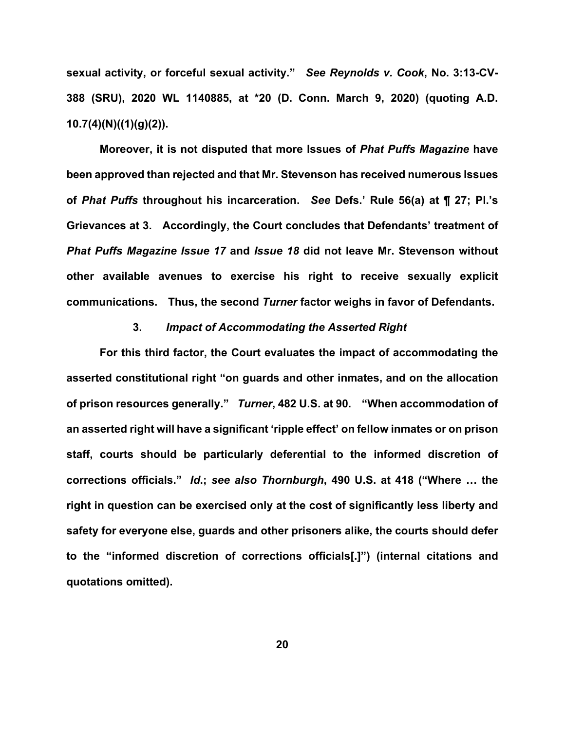sexual activity, or forceful sexual activity." *See Reynolds v. Cook*, No. 3:13-CV-388 (SRU), 2020 WL 1140885, at *20 (D. Conn. March 9, 2020) (quoting A.D. 10.7(4)(N)((1)(g)(2)).

Moreover, it is not disputed that more Issues of *Phat Puffs Magazine* have been approved than rejected and that Mr. Stevenson has received numerous Issues of *Phat Puffs* throughout his incarceration. *See* Defs.' Rule 56(a) at ¶ 27; Pl.'s Grievances at 3. Accordingly, the Court concludes that Defendants' treatment of *Phat Puffs Magazine Issue 17* and *Issue 18* did not leave Mr. Stevenson without other available avenues to exercise his right to receive sexually explicit communications. Thus, the second *Turner* factor weighs in favor of Defendants.

### 3. *Impact of Accommodating the Asserted Right*

For this third factor, the Court evaluates the impact of accommodating the asserted constitutional right "on guards and other inmates, and on the allocation of prison resources generally." *Turner*, 482 U.S. at 90. "When accommodation of an asserted right will have a significant 'ripple effect' on fellow inmates or on prison staff, courts should be particularly deferential to the informed discretion of corrections officials." *Id.*; *see also Thornburgh*, 490 U.S. at 418 ("Where … the right in question can be exercised only at the cost of significantly less liberty and safety for everyone else, guards and other prisoners alike, the courts should defer to the "informed discretion of corrections officials[.]") (internal citations and quotations omitted).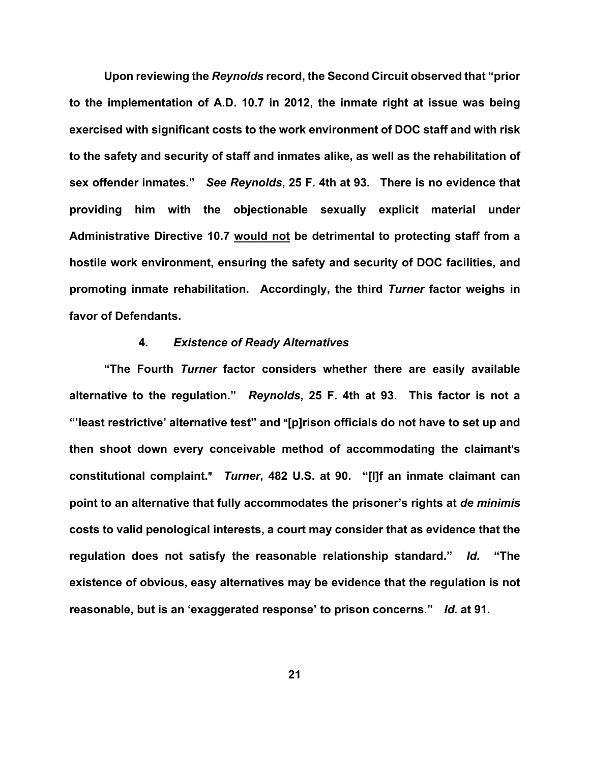**Upon reviewing the *Reynolds* record, the Second Circuit observed that "prior to the implementation of A.D. 10.7 in 2012, the inmate right at issue was being exercised with significant costs to the work environment of DOC staff and with risk to the safety and security of staff and inmates alike, as well as the rehabilitation of sex offender inmates." *See Reynolds*, 25 F. 4th at 93. There is no evidence that providing him with the objectionable sexually explicit material under Administrative Directive 10.7 <u>would not</u> be detrimental to protecting staff from a hostile work environment, ensuring the safety and security of DOC facilities, and promoting inmate rehabilitation. Accordingly, the third *Turner* factor weighs in favor of Defendants.**

#### **4. *Existence of Ready Alternatives***

**"The Fourth *Turner* factor considers whether there are easily available alternative to the regulation." *Reynolds*, 25 F. 4th at 93. This factor is not a "'least restrictive' alternative test" and "[p]rison officials do not have to set up and then shoot down every conceivable method of accommodating the claimant's constitutional complaint." *Turner*, 482 U.S. at 90. "[I]f an inmate claimant can point to an alternative that fully accommodates the prisoner's rights at *de minimis* costs to valid penological interests, a court may consider that as evidence that the regulation does not satisfy the reasonable relationship standard." *Id.* "The existence of obvious, easy alternatives may be evidence that the regulation is not reasonable, but is an 'exaggerated response' to prison concerns." *Id.* at 91.**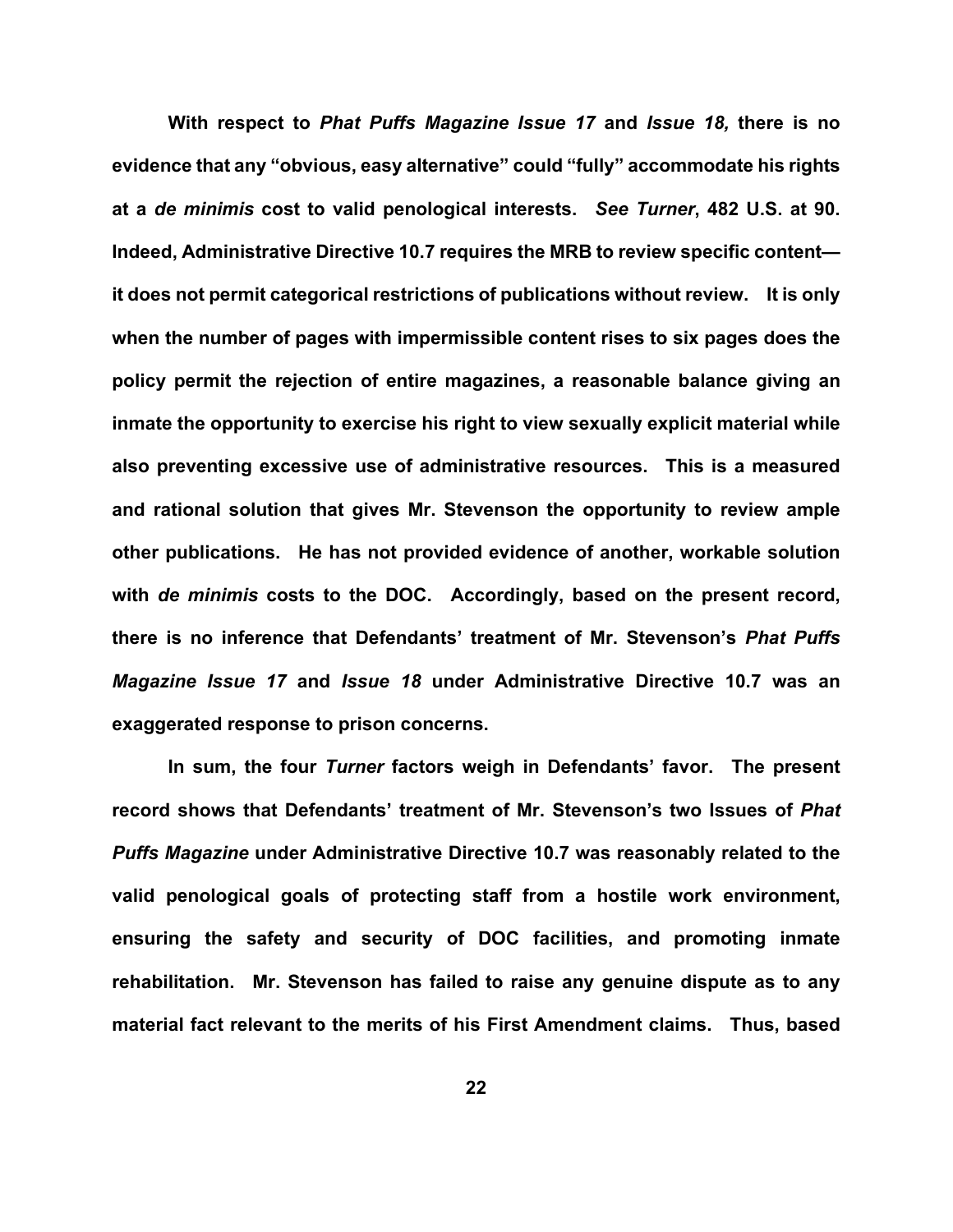**With respect to *Phat Puffs Magazine Issue 17* and *Issue 18,* there is no evidence that any "obvious, easy alternative" could "fully" accommodate his rights at a *de minimis* cost to valid penological interests. *See Turner*, 482 U.S. at 90. Indeed, Administrative Directive 10.7 requires the MRB to review specific content—it does not permit categorical restrictions of publications without review. It is only when the number of pages with impermissible content rises to six pages does the policy permit the rejection of entire magazines, a reasonable balance giving an inmate the opportunity to exercise his right to view sexually explicit material while also preventing excessive use of administrative resources. This is a measured and rational solution that gives Mr. Stevenson the opportunity to review ample other publications. He has not provided evidence of another, workable solution with *de minimis* costs to the DOC. Accordingly, based on the present record, there is no inference that Defendants' treatment of Mr. Stevenson's *Phat Puffs Magazine Issue 17* and *Issue 18* under Administrative Directive 10.7 was an exaggerated response to prison concerns.**

**In sum, the four *Turner* factors weigh in Defendants' favor. The present record shows that Defendants' treatment of Mr. Stevenson's two Issues of *Phat Puffs Magazine* under Administrative Directive 10.7 was reasonably related to the valid penological goals of protecting staff from a hostile work environment, ensuring the safety and security of DOC facilities, and promoting inmate rehabilitation. Mr. Stevenson has failed to raise any genuine dispute as to any material fact relevant to the merits of his First Amendment claims. Thus, based**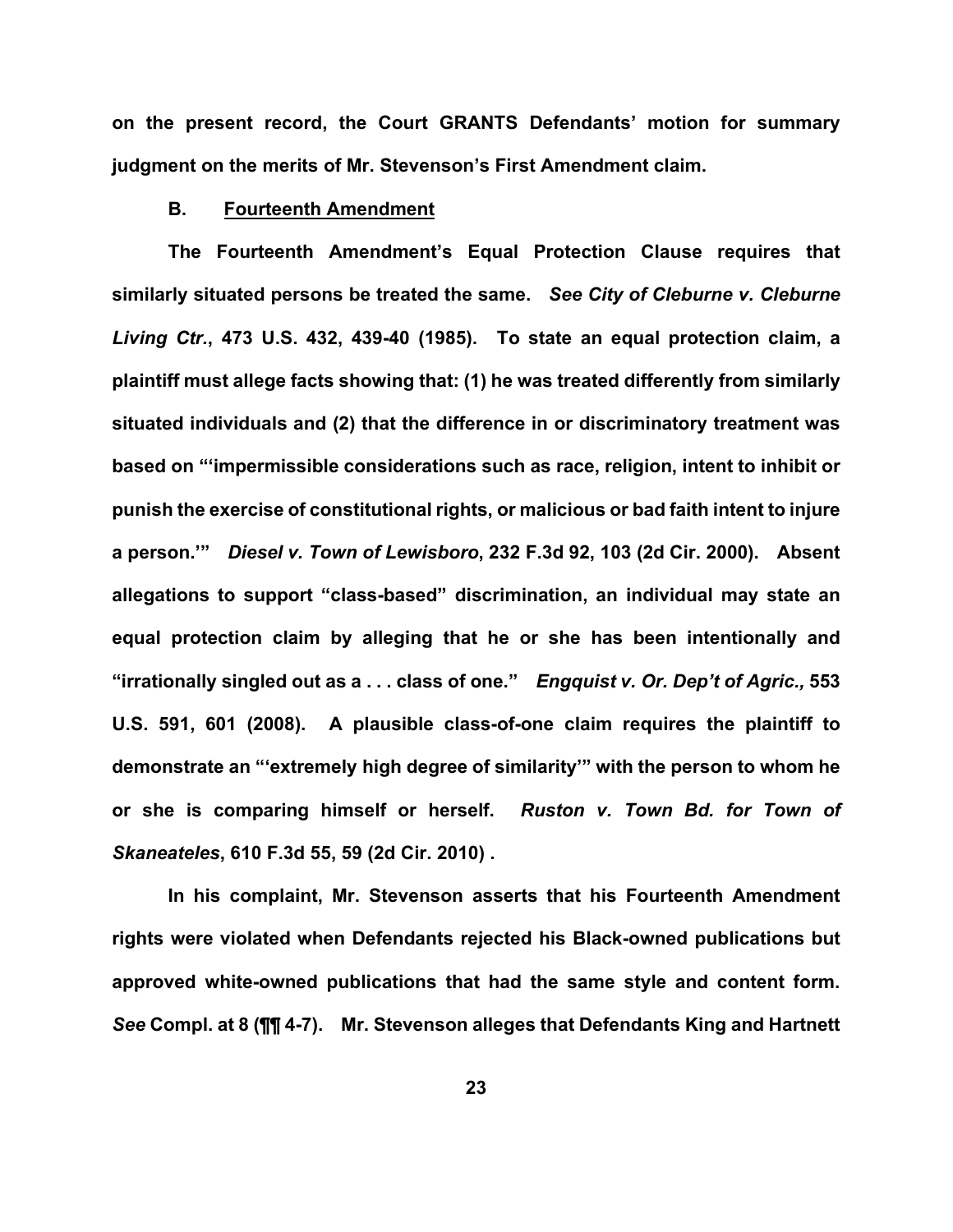**on the present record, the Court GRANTS Defendants' motion for summary judgment on the merits of Mr. Stevenson's First Amendment claim.**

### **B. Fourteenth Amendment**

**The Fourteenth Amendment's Equal Protection Clause requires that similarly situated persons be treated the same. *See City of Cleburne v. Cleburne Living Ctr.*, 473 U.S. 432, 439-40 (1985). To state an equal protection claim, a plaintiff must allege facts showing that: (1) he was treated differently from similarly situated individuals and (2) that the difference in or discriminatory treatment was based on "'impermissible considerations such as race, religion, intent to inhibit or punish the exercise of constitutional rights, or malicious or bad faith intent to injure a person.'" *Diesel v. Town of Lewisboro*, 232 F.3d 92, 103 (2d Cir. 2000). Absent allegations to support "class-based" discrimination, an individual may state an equal protection claim by alleging that he or she has been intentionally and "irrationally singled out as a . . . class of one." *Engquist v. Or. Dep't of Agric.,* 553 U.S. 591, 601 (2008). A plausible class-of-one claim requires the plaintiff to demonstrate an "'extremely high degree of similarity'" with the person to whom he or she is comparing himself or herself. *Ruston v. Town Bd. for Town of Skaneateles*, 610 F.3d 55, 59 (2d Cir. 2010) .**

**In his complaint, Mr. Stevenson asserts that his Fourteenth Amendment rights were violated when Defendants rejected his Black-owned publications but approved white-owned publications that had the same style and content form. *See* Compl. at 8 (¶¶ 4-7). Mr. Stevenson alleges that Defendants King and Hartnett**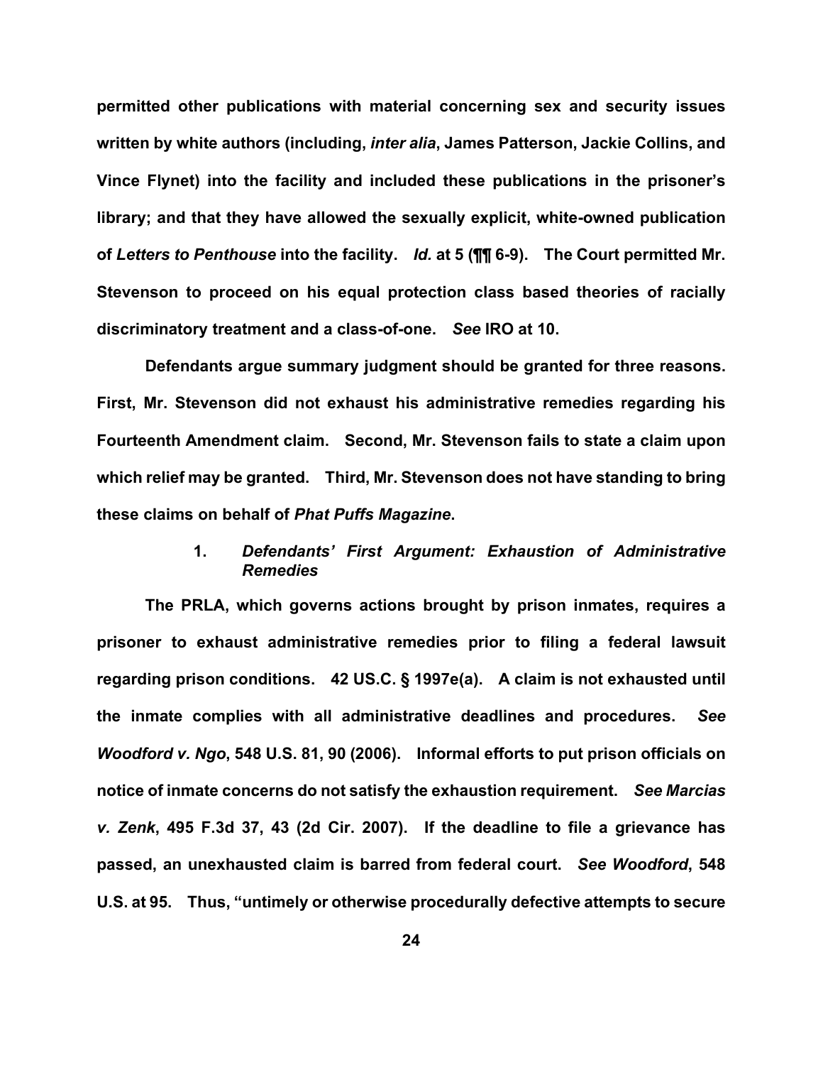**permitted other publications with material concerning sex and security issues written by white authors (including, *inter alia*, James Patterson, Jackie Collins, and Vince Flynet) into the facility and included these publications in the prisoner's library; and that they have allowed the sexually explicit, white-owned publication of *Letters to Penthouse* into the facility. *Id.* at 5 (¶¶ 6-9). The Court permitted Mr. Stevenson to proceed on his equal protection class based theories of racially discriminatory treatment and a class-of-one. *See* IRO at 10.**

**Defendants argue summary judgment should be granted for three reasons. First, Mr. Stevenson did not exhaust his administrative remedies regarding his Fourteenth Amendment claim. Second, Mr. Stevenson fails to state a claim upon which relief may be granted. Third, Mr. Stevenson does not have standing to bring these claims on behalf of *Phat Puffs Magazine*.**

### **1. *Defendants' First Argument: Exhaustion of Administrative Remedies***

**The PRLA, which governs actions brought by prison inmates, requires a prisoner to exhaust administrative remedies prior to filing a federal lawsuit regarding prison conditions. 42 US.C. § 1997e(a). A claim is not exhausted until the inmate complies with all administrative deadlines and procedures. *See Woodford v. Ngo*, 548 U.S. 81, 90 (2006). Informal efforts to put prison officials on notice of inmate concerns do not satisfy the exhaustion requirement. *See Marcias v. Zenk*, 495 F.3d 37, 43 (2d Cir. 2007). If the deadline to file a grievance has passed, an unexhausted claim is barred from federal court. *See Woodford*, 548 U.S. at 95. Thus, "untimely or otherwise procedurally defective attempts to secure**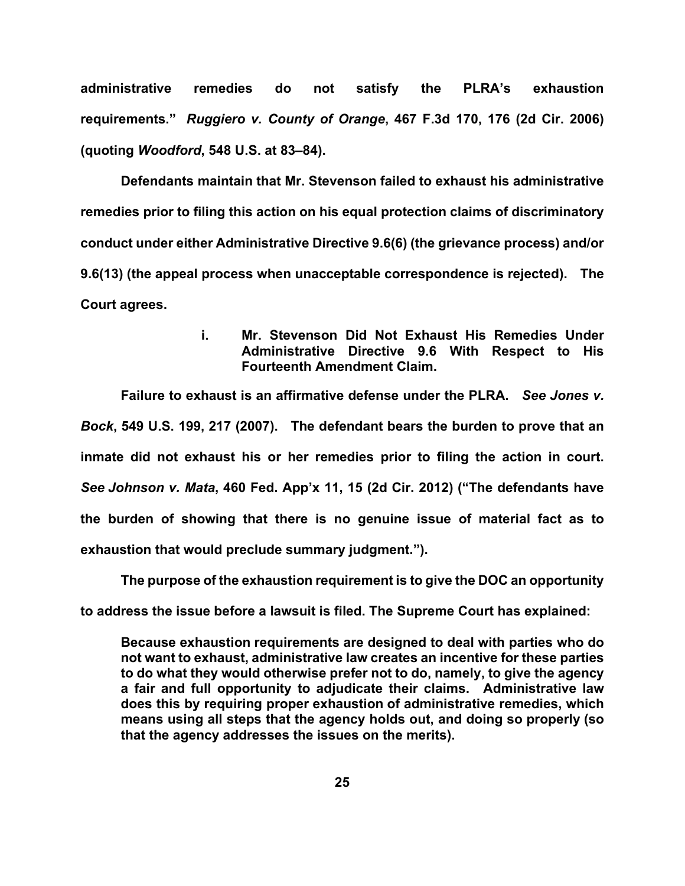**administrative remedies do not satisfy the PLRA's exhaustion requirements."** ***Ruggiero v. County of Orange*, 467 F.3d 170, 176 (2d Cir. 2006) (quoting *Woodford*, 548 U.S. at 83–84).**

**Defendants maintain that Mr. Stevenson failed to exhaust his administrative remedies prior to filing this action on his equal protection claims of discriminatory conduct under either Administrative Directive 9.6(6) (the grievance process) and/or 9.6(13) (the appeal process when unacceptable correspondence is rejected). The Court agrees.**

**i. Mr. Stevenson Did Not Exhaust His Remedies Under Administrative Directive 9.6 With Respect to His Fourteenth Amendment Claim.**

**Failure to exhaust is an affirmative defense under the PLRA.** ***See Jones v. Bock*, 549 U.S. 199, 217 (2007). The defendant bears the burden to prove that an inmate did not exhaust his or her remedies prior to filing the action in court. *See Johnson v. Mata*, 460 Fed. App'x 11, 15 (2d Cir. 2012) ("The defendants have the burden of showing that there is no genuine issue of material fact as to exhaustion that would preclude summary judgment.").**

**The purpose of the exhaustion requirement is to give the DOC an opportunity to address the issue before a lawsuit is filed. The Supreme Court has explained:**

> **Because exhaustion requirements are designed to deal with parties who do not want to exhaust, administrative law creates an incentive for these parties to do what they would otherwise prefer not to do, namely, to give the agency a fair and full opportunity to adjudicate their claims. Administrative law does this by requiring proper exhaustion of administrative remedies, which means using all steps that the agency holds out, and doing so properly (so that the agency addresses the issues on the merits).**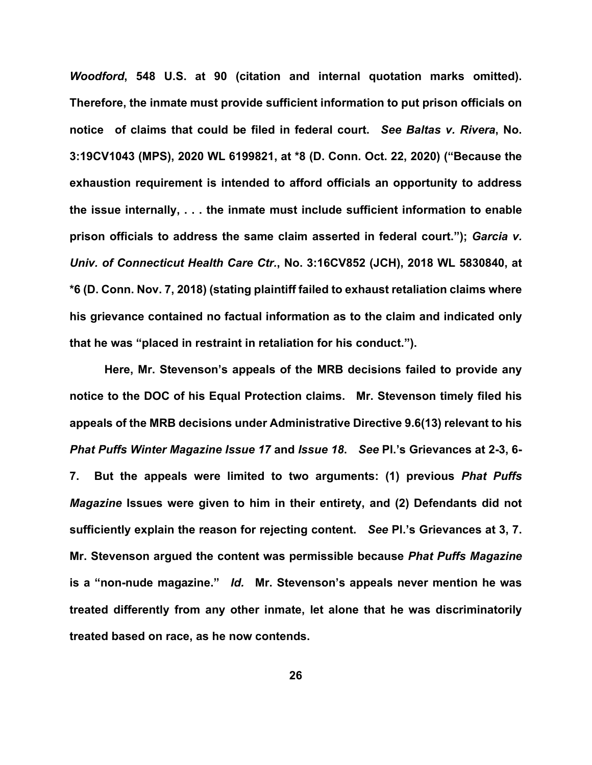*Woodford*, 548 U.S. at 90 (citation and internal quotation marks omitted). Therefore, the inmate must provide sufficient information to put prison officials on notice of claims that could be filed in federal court. *See Baltas v. Rivera*, No. 3:19CV1043 (MPS), 2020 WL 6199821, at *8 (D. Conn. Oct. 22, 2020) ("Because the exhaustion requirement is intended to afford officials an opportunity to address the issue internally, . . . the inmate must include sufficient information to enable prison officials to address the same claim asserted in federal court."); *Garcia v. Univ. of Connecticut Health Care Ctr.*, No. 3:16CV852 (JCH), 2018 WL 5830840, at *6 (D. Conn. Nov. 7, 2018) (stating plaintiff failed to exhaust retaliation claims where his grievance contained no factual information as to the claim and indicated only that he was "placed in restraint in retaliation for his conduct.").

Here, Mr. Stevenson's appeals of the MRB decisions failed to provide any notice to the DOC of his Equal Protection claims. Mr. Stevenson timely filed his appeals of the MRB decisions under Administrative Directive 9.6(13) relevant to his *Phat Puffs Winter Magazine Issue 17* and *Issue 18*. *See* Pl.'s Grievances at 2-3, 6-7. But the appeals were limited to two arguments: (1) previous *Phat Puffs Magazine* Issues were given to him in their entirety, and (2) Defendants did not sufficiently explain the reason for rejecting content. *See* Pl.'s Grievances at 3, 7. Mr. Stevenson argued the content was permissible because *Phat Puffs Magazine* is a "non-nude magazine." *Id.* Mr. Stevenson's appeals never mention he was treated differently from any other inmate, let alone that he was discriminatorily treated based on race, as he now contends.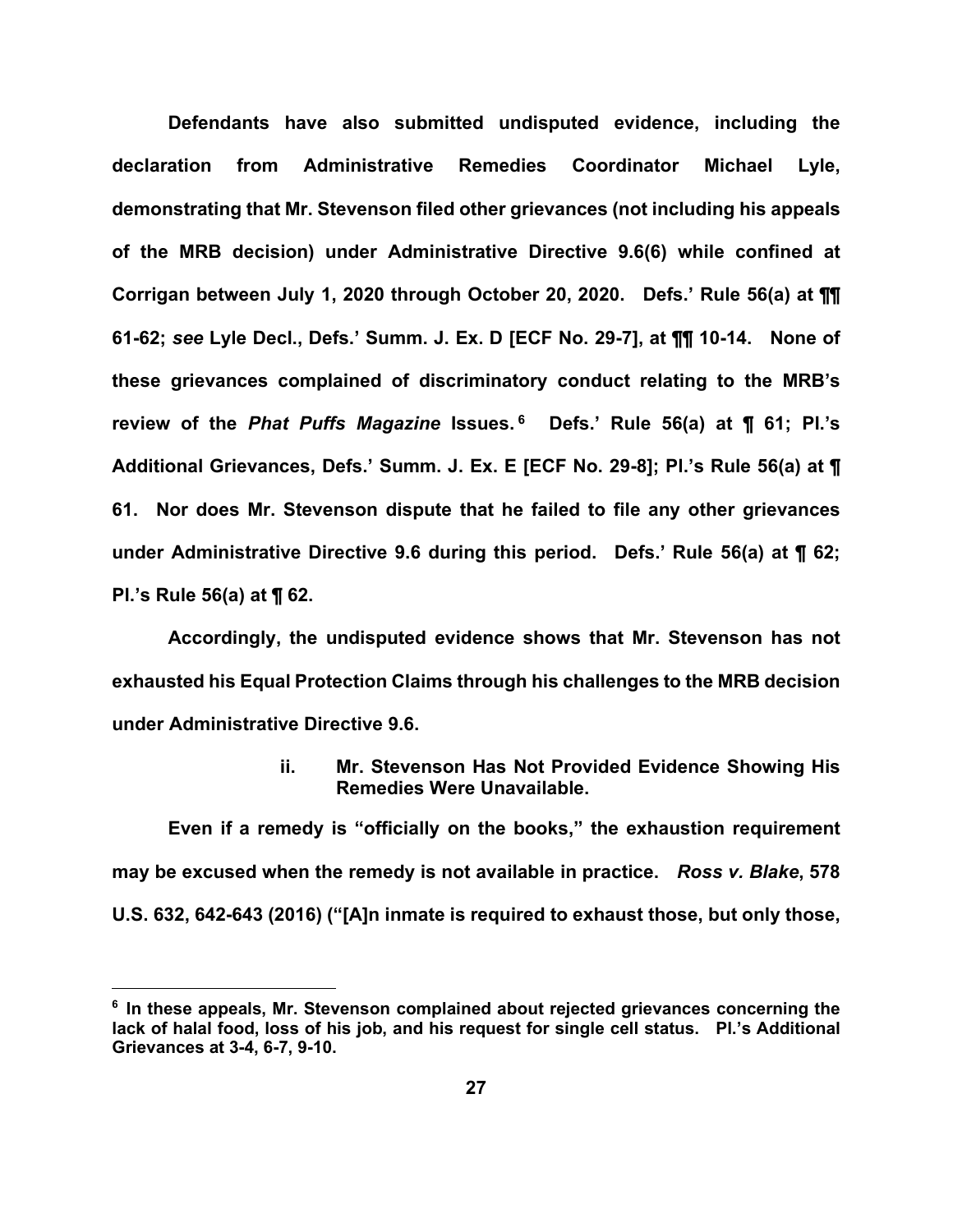**Defendants have also submitted undisputed evidence, including the declaration from Administrative Remedies Coordinator Michael Lyle, demonstrating that Mr. Stevenson filed other grievances (not including his appeals of the MRB decision) under Administrative Directive 9.6(6) while confined at Corrigan between July 1, 2020 through October 20, 2020. Defs.' Rule 56(a) at ¶¶ 61-62; *see* Lyle Decl., Defs.' Summ. J. Ex. D [ECF No. 29-7], at ¶¶ 10-14. None of these grievances complained of discriminatory conduct relating to the MRB's review of the *Phat Puffs Magazine* Issues.[6] Defs.' Rule 56(a) at ¶ 61; Pl.'s Additional Grievances, Defs.' Summ. J. Ex. E [ECF No. 29-8]; Pl.'s Rule 56(a) at ¶ 61. Nor does Mr. Stevenson dispute that he failed to file any other grievances under Administrative Directive 9.6 during this period. Defs.' Rule 56(a) at ¶ 62; Pl.'s Rule 56(a) at ¶ 62.**

**Accordingly, the undisputed evidence shows that Mr. Stevenson has not exhausted his Equal Protection Claims through his challenges to the MRB decision under Administrative Directive 9.6.**

**ii. Mr. Stevenson Has Not Provided Evidence Showing His Remedies Were Unavailable.**

**Even if a remedy is "officially on the books," the exhaustion requirement may be excused when the remedy is not available in practice. *Ross v. Blake*, 578 U.S. 632, 642-643 (2016) ("[A]n inmate is required to exhaust those, but only those,**

**[6] In these appeals, Mr. Stevenson complained about rejected grievances concerning the lack of halal food, loss of his job, and his request for single cell status. Pl.'s Additional Grievances at 3-4, 6-7, 9-10.**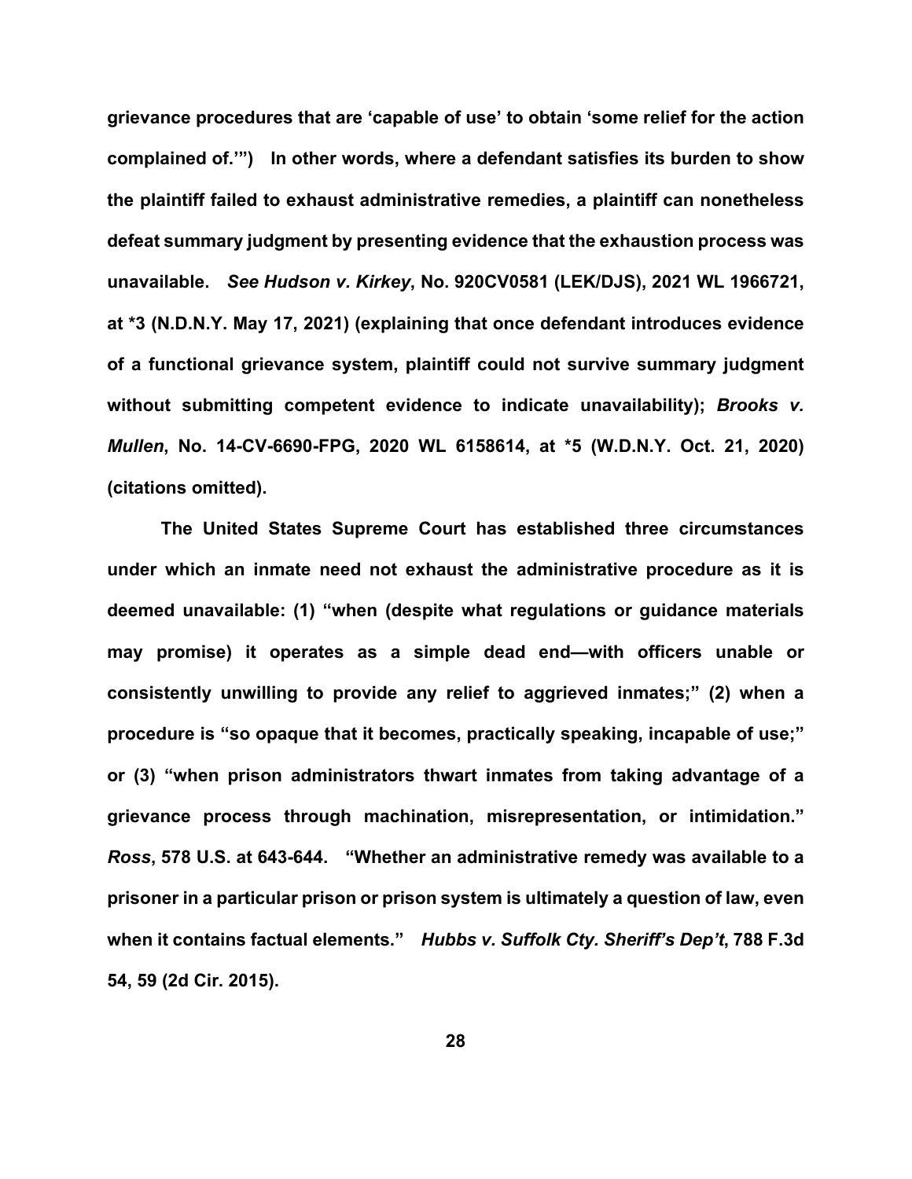**grievance procedures that are 'capable of use' to obtain 'some relief for the action complained of.'") In other words, where a defendant satisfies its burden to show the plaintiff failed to exhaust administrative remedies, a plaintiff can nonetheless defeat summary judgment by presenting evidence that the exhaustion process was unavailable. *See Hudson v. Kirkey*, No. 920CV0581 (LEK/DJS), 2021 WL 1966721, at *3 (N.D.N.Y. May 17, 2021) (explaining that once defendant introduces evidence of a functional grievance system, plaintiff could not survive summary judgment without submitting competent evidence to indicate unavailability); *Brooks v. Mullen*, No. 14-CV-6690-FPG, 2020 WL 6158614, at *5 (W.D.N.Y. Oct. 21, 2020) (citations omitted).**

**The United States Supreme Court has established three circumstances under which an inmate need not exhaust the administrative procedure as it is deemed unavailable: (1) "when (despite what regulations or guidance materials may promise) it operates as a simple dead end—with officers unable or consistently unwilling to provide any relief to aggrieved inmates;" (2) when a procedure is "so opaque that it becomes, practically speaking, incapable of use;" or (3) "when prison administrators thwart inmates from taking advantage of a grievance process through machination, misrepresentation, or intimidation." *Ross*, 578 U.S. at 643-644. "Whether an administrative remedy was available to a prisoner in a particular prison or prison system is ultimately a question of law, even when it contains factual elements." *Hubbs v. Suffolk Cty. Sheriff's Dep't*, 788 F.3d 54, 59 (2d Cir. 2015).**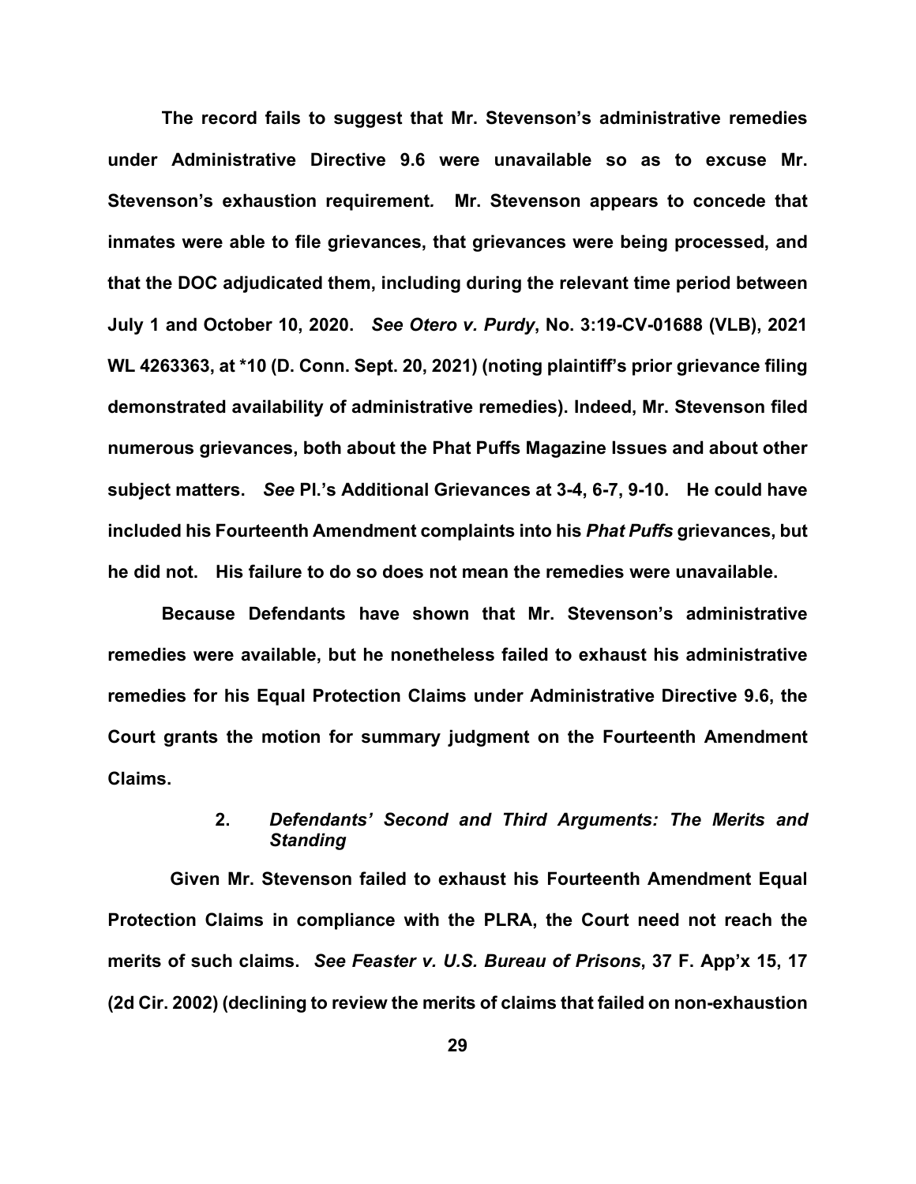**The record fails to suggest that Mr. Stevenson's administrative remedies under Administrative Directive 9.6 were unavailable so as to excuse Mr. Stevenson's exhaustion requirement. Mr. Stevenson appears to concede that inmates were able to file grievances, that grievances were being processed, and that the DOC adjudicated them, including during the relevant time period between July 1 and October 10, 2020.** ***See Otero v. Purdy*****, No. 3:19-CV-01688 (VLB), 2021 WL 4263363, at \*10 (D. Conn. Sept. 20, 2021) (noting plaintiff's prior grievance filing demonstrated availability of administrative remedies). Indeed, Mr. Stevenson filed numerous grievances, both about the Phat Puffs Magazine Issues and about other subject matters.** ***See*** **Pl.'s Additional Grievances at 3-4, 6-7, 9-10. He could have included his Fourteenth Amendment complaints into his** ***Phat Puffs*** **grievances, but he did not. His failure to do so does not mean the remedies were unavailable.**

**Because Defendants have shown that Mr. Stevenson's administrative remedies were available, but he nonetheless failed to exhaust his administrative remedies for his Equal Protection Claims under Administrative Directive 9.6, the Court grants the motion for summary judgment on the Fourteenth Amendment Claims.**

**2. *Defendants' Second and Third Arguments: The Merits and Standing***

**Given Mr. Stevenson failed to exhaust his Fourteenth Amendment Equal Protection Claims in compliance with the PLRA, the Court need not reach the merits of such claims.** ***See Feaster v. U.S. Bureau of Prisons*****, 37 F. App'x 15, 17 (2d Cir. 2002) (declining to review the merits of claims that failed on non-exhaustion**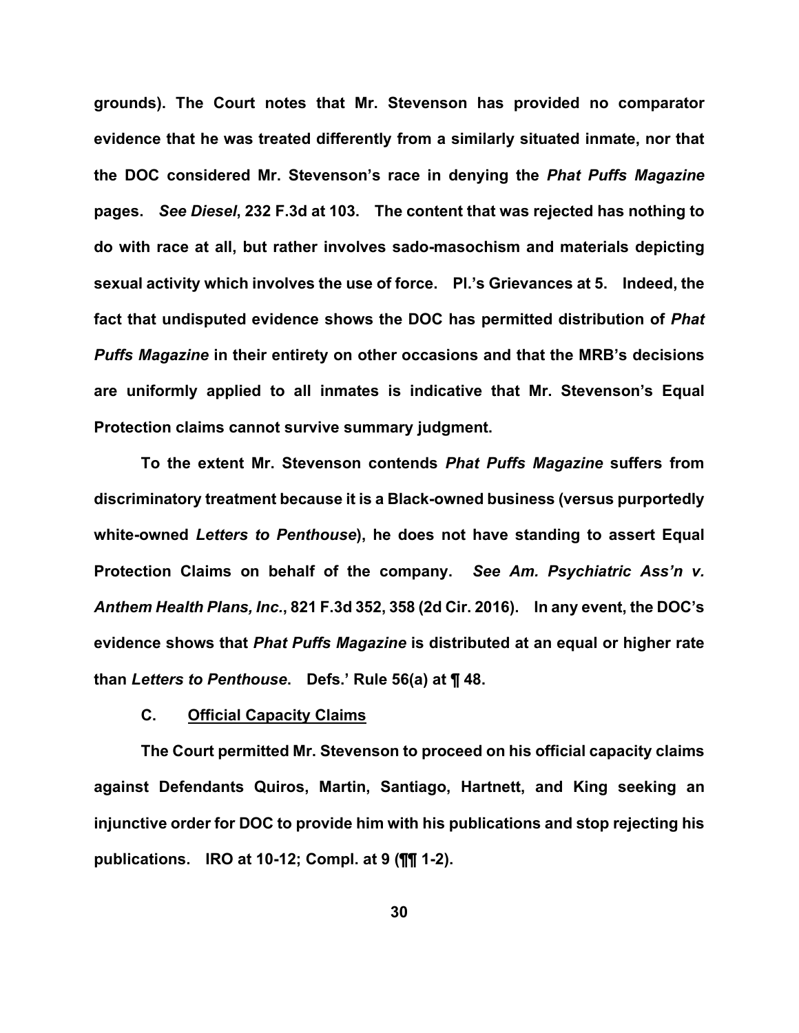grounds). The Court notes that Mr. Stevenson has provided no comparator evidence that he was treated differently from a similarly situated inmate, nor that the DOC considered Mr. Stevenson's race in denying the *Phat Puffs Magazine* pages. *See Diesel*, 232 F.3d at 103. The content that was rejected has nothing to do with race at all, but rather involves sado-masochism and materials depicting sexual activity which involves the use of force. Pl.'s Grievances at 5. Indeed, the fact that undisputed evidence shows the DOC has permitted distribution of *Phat Puffs Magazine* in their entirety on other occasions and that the MRB's decisions are uniformly applied to all inmates is indicative that Mr. Stevenson's Equal Protection claims cannot survive summary judgment.

To the extent Mr. Stevenson contends *Phat Puffs Magazine* suffers from discriminatory treatment because it is a Black-owned business (versus purportedly white-owned *Letters to Penthouse*), he does not have standing to assert Equal Protection Claims on behalf of the company. *See Am. Psychiatric Ass'n v. Anthem Health Plans, Inc.*, 821 F.3d 352, 358 (2d Cir. 2016). In any event, the DOC's evidence shows that *Phat Puffs Magazine* is distributed at an equal or higher rate than *Letters to Penthouse*. Defs.' Rule 56(a) at ¶ 48.

### C. Official Capacity Claims

The Court permitted Mr. Stevenson to proceed on his official capacity claims against Defendants Quiros, Martin, Santiago, Hartnett, and King seeking an injunctive order for DOC to provide him with his publications and stop rejecting his publications. IRO at 10-12; Compl. at 9 (¶¶ 1-2).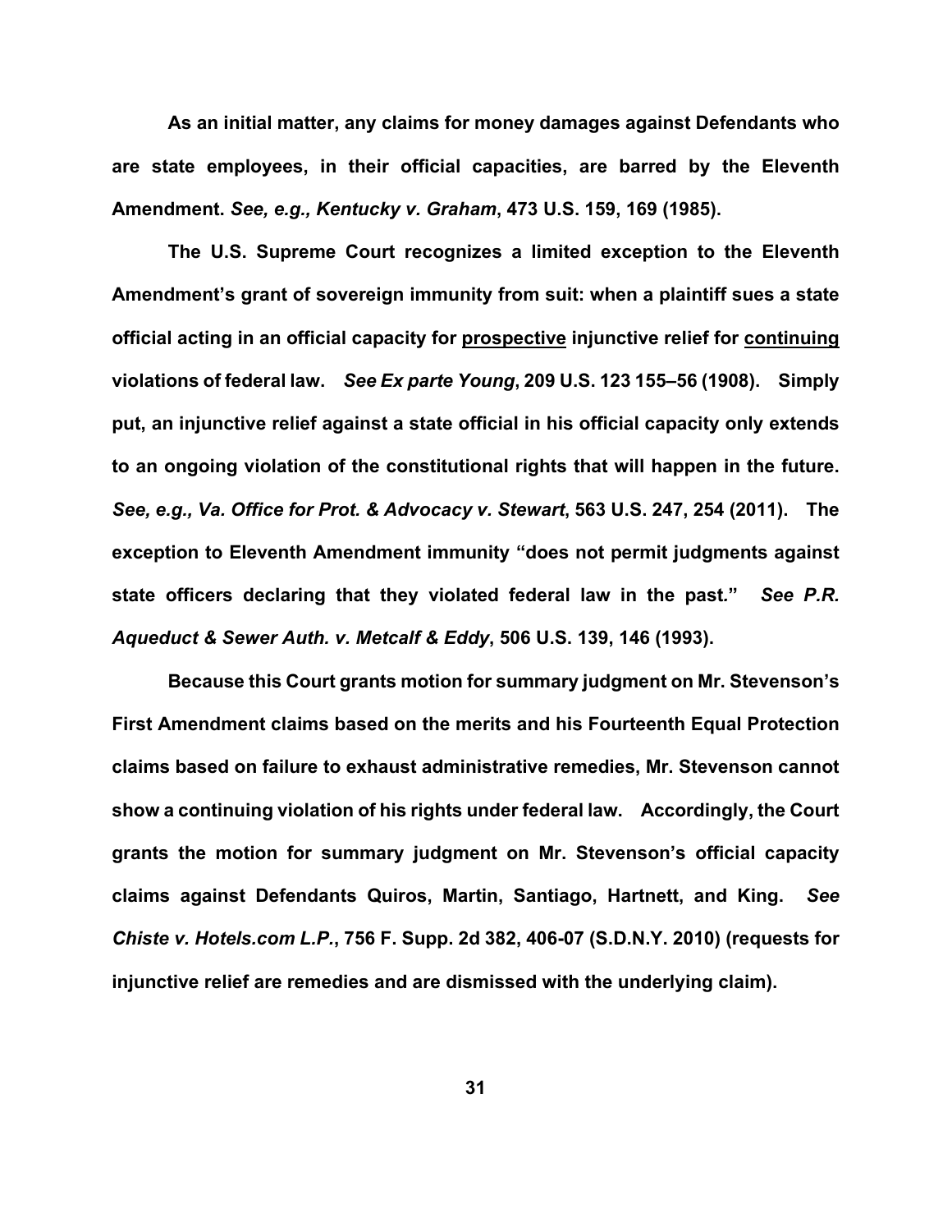**As an initial matter, any claims for money damages against Defendants who are state employees, in their official capacities, are barred by the Eleventh Amendment. *See, e.g., Kentucky v. Graham*, 473 U.S. 159, 169 (1985).**

**The U.S. Supreme Court recognizes a limited exception to the Eleventh Amendment's grant of sovereign immunity from suit: when a plaintiff sues a state official acting in an official capacity for <u>prospective</u> injunctive relief for <u>continuing</u> violations of federal law. *See Ex parte Young*, 209 U.S. 123 155–56 (1908). Simply put, an injunctive relief against a state official in his official capacity only extends to an ongoing violation of the constitutional rights that will happen in the future. *See, e.g., Va. Office for Prot. & Advocacy v. Stewart*, 563 U.S. 247, 254 (2011). The exception to Eleventh Amendment immunity "does not permit judgments against state officers declaring that they violated federal law in the past." *See P.R. Aqueduct & Sewer Auth. v. Metcalf & Eddy*, 506 U.S. 139, 146 (1993).**

**Because this Court grants motion for summary judgment on Mr. Stevenson's First Amendment claims based on the merits and his Fourteenth Equal Protection claims based on failure to exhaust administrative remedies, Mr. Stevenson cannot show a continuing violation of his rights under federal law. Accordingly, the Court grants the motion for summary judgment on Mr. Stevenson's official capacity claims against Defendants Quiros, Martin, Santiago, Hartnett, and King. *See Chiste v. Hotels.com L.P.*, 756 F. Supp. 2d 382, 406-07 (S.D.N.Y. 2010) (requests for injunctive relief are remedies and are dismissed with the underlying claim).**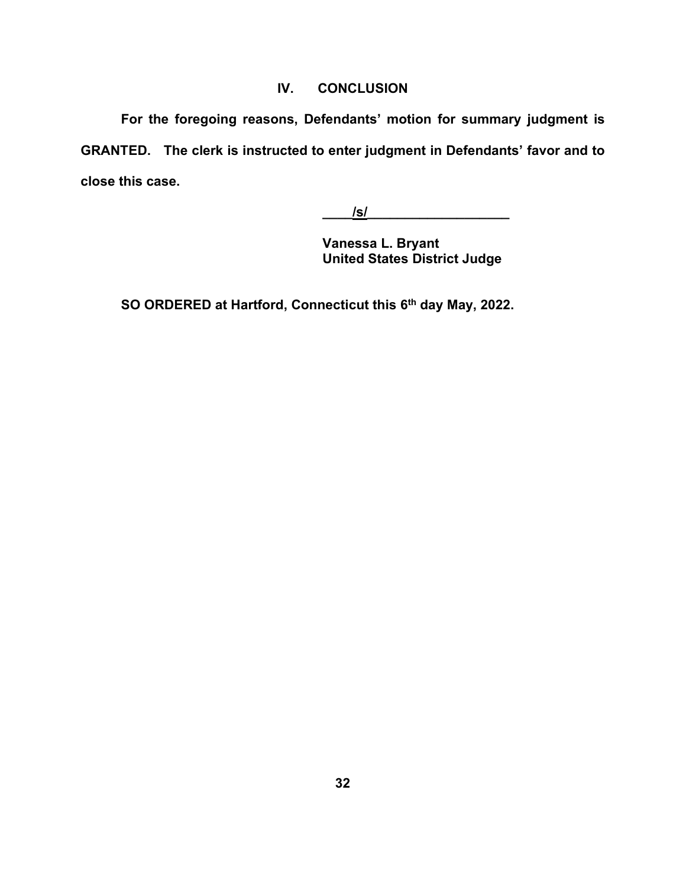## IV. CONCLUSION

**For the foregoing reasons, Defendants' motion for summary judgment is GRANTED. The clerk is instructed to enter judgment in Defendants' favor and to close this case.**

**____/s/___________________**

**Vanessa L. Bryant**
**United States District Judge**

**SO ORDERED at Hartford, Connecticut this 6th day May, 2022.**